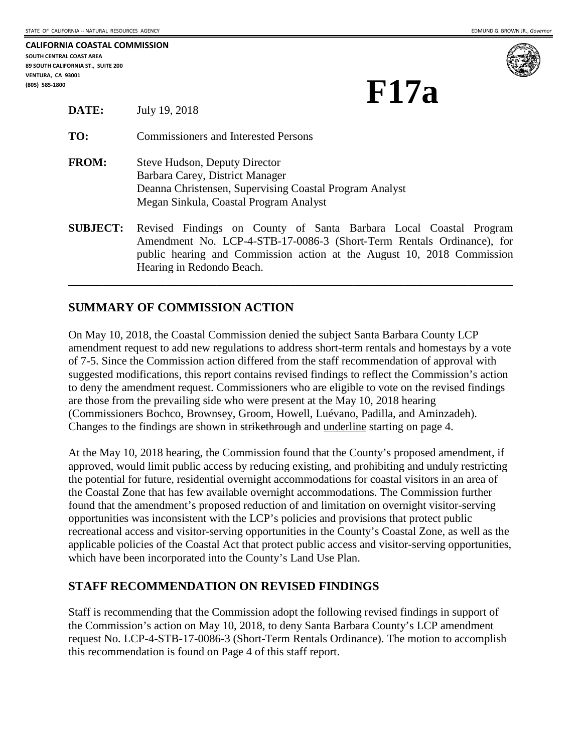STATE OF CALIFORNIA -- NATURAL RESOURCES AGENCY EDMUND G. BROWN JR., *Governor*

**CALIFORNIA COASTAL COMMISSION**
**SOUTH CENTRAL COAST AREA**
**89 SOUTH CALIFORNIA ST., SUITE 200**
**VENTURA, CA 93001**
**(805) 585-1800**

# F17a

**DATE:** July 19, 2018

**TO:** Commissioners and Interested Persons

**FROM:** Steve Hudson, Deputy Director
Barbara Carey, District Manager
Deanna Christensen, Supervising Coastal Program Analyst
Megan Sinkula, Coastal Program Analyst

**SUBJECT:** Revised Findings on County of Santa Barbara Local Coastal Program Amendment No. LCP-4-STB-17-0086-3 (Short-Term Rentals Ordinance), for public hearing and Commission action at the August 10, 2018 Commission Hearing in Redondo Beach.

---

## SUMMARY OF COMMISSION ACTION

On May 10, 2018, the Coastal Commission denied the subject Santa Barbara County LCP amendment request to add new regulations to address short-term rentals and homestays by a vote of 7-5. Since the Commission action differed from the staff recommendation of approval with suggested modifications, this report contains revised findings to reflect the Commission's action to deny the amendment request. Commissioners who are eligible to vote on the revised findings are those from the prevailing side who were present at the May 10, 2018 hearing (Commissioners Bochco, Brownsey, Groom, Howell, Luévano, Padilla, and Aminzadeh). Changes to the findings are shown in ~~strikethrough~~ and <u>underline</u> starting on page 4.

At the May 10, 2018 hearing, the Commission found that the County's proposed amendment, if approved, would limit public access by reducing existing, and prohibiting and unduly restricting the potential for future, residential overnight accommodations for coastal visitors in an area of the Coastal Zone that has few available overnight accommodations. The Commission further found that the amendment's proposed reduction of and limitation on overnight visitor-serving opportunities was inconsistent with the LCP's policies and provisions that protect public recreational access and visitor-serving opportunities in the County's Coastal Zone, as well as the applicable policies of the Coastal Act that protect public access and visitor-serving opportunities, which have been incorporated into the County's Land Use Plan.

## STAFF RECOMMENDATION ON REVISED FINDINGS

Staff is recommending that the Commission adopt the following revised findings in support of the Commission's action on May 10, 2018, to deny Santa Barbara County's LCP amendment request No. LCP-4-STB-17-0086-3 (Short-Term Rentals Ordinance). The motion to accomplish this recommendation is found on Page 4 of this staff report.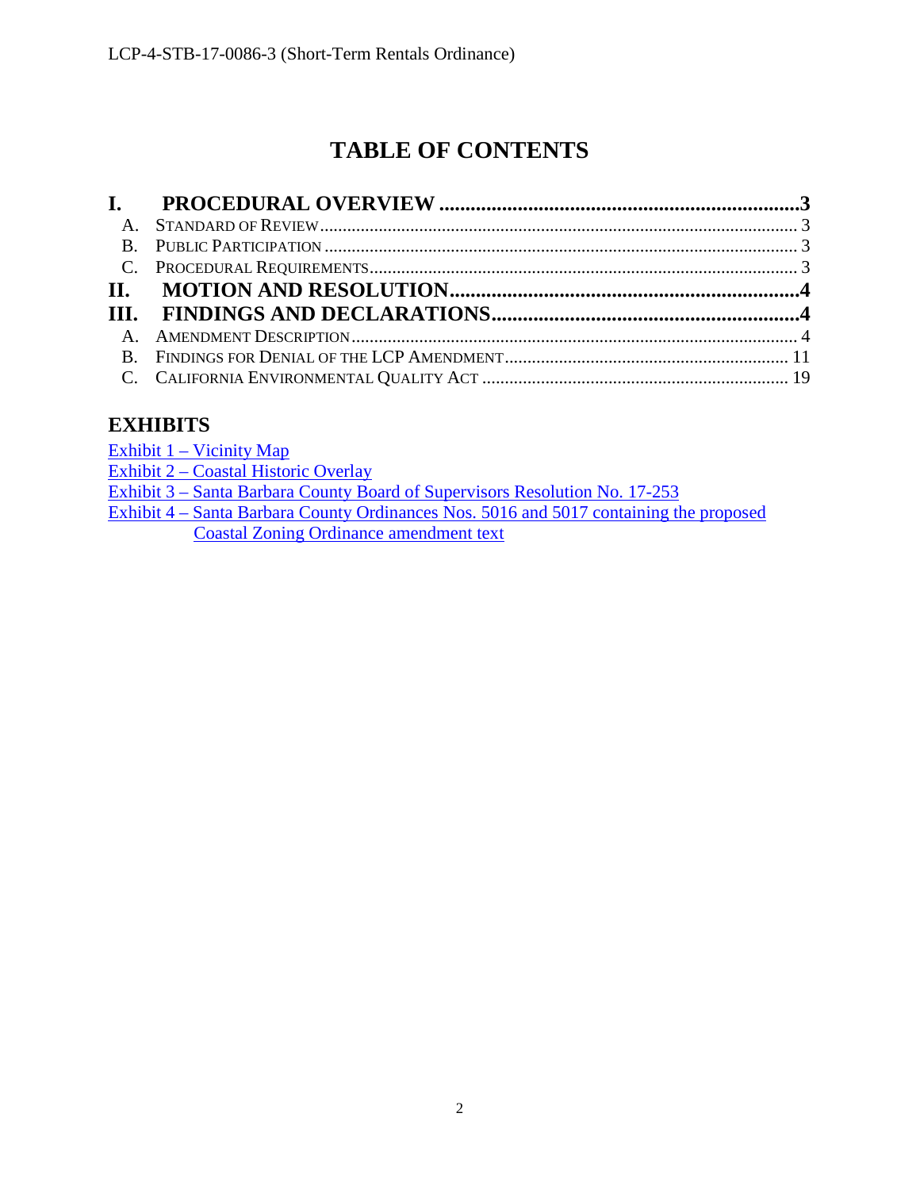# TABLE OF CONTENTS

**I. PROCEDURAL OVERVIEW ............................................................................3**

A. STANDARD OF REVIEW ............................................................................ 3

B. PUBLIC PARTICIPATION ............................................................................ 3

C. PROCEDURAL REQUIREMENTS ............................................................................ 3

**II. MOTION AND RESOLUTION ............................................................................4**

**III. FINDINGS AND DECLARATIONS ............................................................................4**

A. AMENDMENT DESCRIPTION ............................................................................ 4

B. FINDINGS FOR DENIAL OF THE LCP AMENDMENT ............................................................................ 11

C. CALIFORNIA ENVIRONMENTAL QUALITY ACT ............................................................................ 19

## EXHIBITS

Exhibit 1 – Vicinity Map
Exhibit 2 – Coastal Historic Overlay
Exhibit 3 – Santa Barbara County Board of Supervisors Resolution No. 17-253
Exhibit 4 – Santa Barbara County Ordinances Nos. 5016 and 5017 containing the proposed Coastal Zoning Ordinance amendment text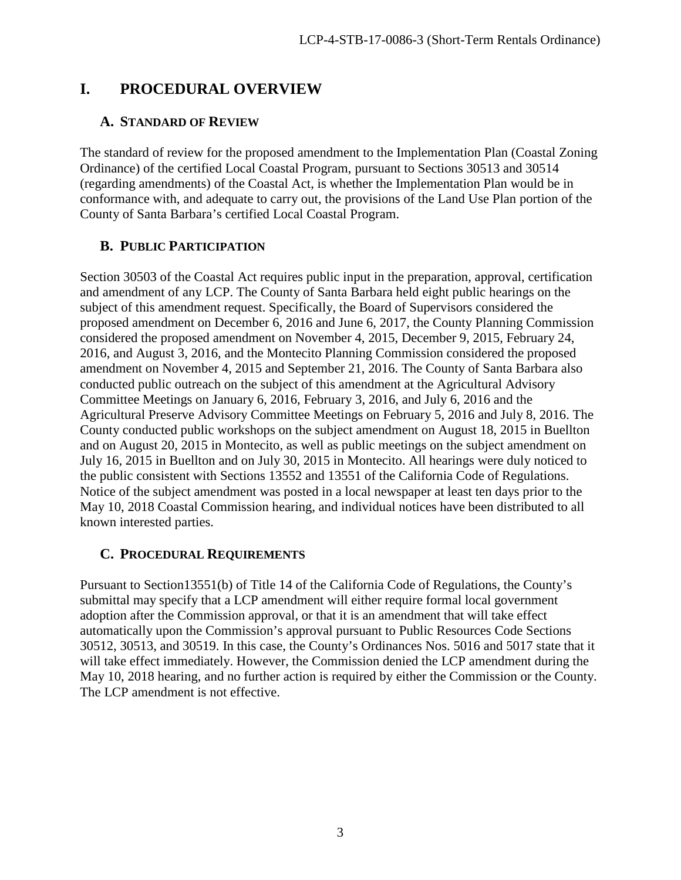# I. PROCEDURAL OVERVIEW

## A. STANDARD OF REVIEW

The standard of review for the proposed amendment to the Implementation Plan (Coastal Zoning Ordinance) of the certified Local Coastal Program, pursuant to Sections 30513 and 30514 (regarding amendments) of the Coastal Act, is whether the Implementation Plan would be in conformance with, and adequate to carry out, the provisions of the Land Use Plan portion of the County of Santa Barbara's certified Local Coastal Program.

## B. PUBLIC PARTICIPATION

Section 30503 of the Coastal Act requires public input in the preparation, approval, certification and amendment of any LCP. The County of Santa Barbara held eight public hearings on the subject of this amendment request. Specifically, the Board of Supervisors considered the proposed amendment on December 6, 2016 and June 6, 2017, the County Planning Commission considered the proposed amendment on November 4, 2015, December 9, 2015, February 24, 2016, and August 3, 2016, and the Montecito Planning Commission considered the proposed amendment on November 4, 2015 and September 21, 2016. The County of Santa Barbara also conducted public outreach on the subject of this amendment at the Agricultural Advisory Committee Meetings on January 6, 2016, February 3, 2016, and July 6, 2016 and the Agricultural Preserve Advisory Committee Meetings on February 5, 2016 and July 8, 2016. The County conducted public workshops on the subject amendment on August 18, 2015 in Buellton and on August 20, 2015 in Montecito, as well as public meetings on the subject amendment on July 16, 2015 in Buellton and on July 30, 2015 in Montecito. All hearings were duly noticed to the public consistent with Sections 13552 and 13551 of the California Code of Regulations. Notice of the subject amendment was posted in a local newspaper at least ten days prior to the May 10, 2018 Coastal Commission hearing, and individual notices have been distributed to all known interested parties.

## C. PROCEDURAL REQUIREMENTS

Pursuant to Section13551(b) of Title 14 of the California Code of Regulations, the County's submittal may specify that a LCP amendment will either require formal local government adoption after the Commission approval, or that it is an amendment that will take effect automatically upon the Commission's approval pursuant to Public Resources Code Sections 30512, 30513, and 30519. In this case, the County's Ordinances Nos. 5016 and 5017 state that it will take effect immediately. However, the Commission denied the LCP amendment during the May 10, 2018 hearing, and no further action is required by either the Commission or the County. The LCP amendment is not effective.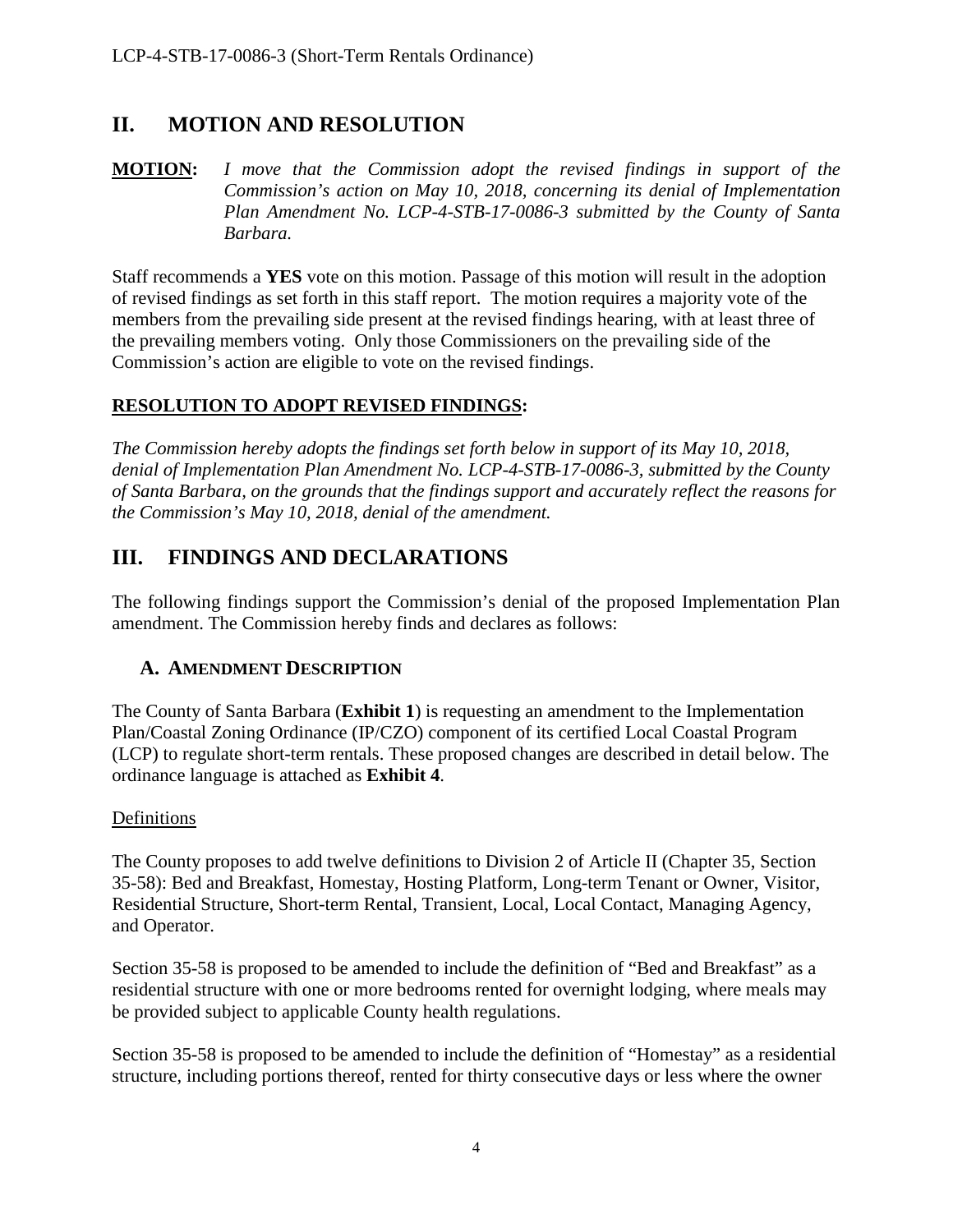## II. MOTION AND RESOLUTION

**MOTION:** *I move that the Commission adopt the revised findings in support of the Commission's action on May 10, 2018, concerning its denial of Implementation Plan Amendment No. LCP-4-STB-17-0086-3 submitted by the County of Santa Barbara.*

Staff recommends a **YES** vote on this motion. Passage of this motion will result in the adoption of revised findings as set forth in this staff report. The motion requires a majority vote of the members from the prevailing side present at the revised findings hearing, with at least three of the prevailing members voting. Only those Commissioners on the prevailing side of the Commission's action are eligible to vote on the revised findings.

**RESOLUTION TO ADOPT REVISED FINDINGS:**

*The Commission hereby adopts the findings set forth below in support of its May 10, 2018, denial of Implementation Plan Amendment No. LCP-4-STB-17-0086-3, submitted by the County of Santa Barbara, on the grounds that the findings support and accurately reflect the reasons for the Commission's May 10, 2018, denial of the amendment.*

## III. FINDINGS AND DECLARATIONS

The following findings support the Commission's denial of the proposed Implementation Plan amendment. The Commission hereby finds and declares as follows:

### A. AMENDMENT DESCRIPTION

The County of Santa Barbara (**Exhibit 1**) is requesting an amendment to the Implementation Plan/Coastal Zoning Ordinance (IP/CZO) component of its certified Local Coastal Program (LCP) to regulate short-term rentals. These proposed changes are described in detail below. The ordinance language is attached as **Exhibit 4**.

Definitions

The County proposes to add twelve definitions to Division 2 of Article II (Chapter 35, Section 35-58): Bed and Breakfast, Homestay, Hosting Platform, Long-term Tenant or Owner, Visitor, Residential Structure, Short-term Rental, Transient, Local, Local Contact, Managing Agency, and Operator.

Section 35-58 is proposed to be amended to include the definition of "Bed and Breakfast" as a residential structure with one or more bedrooms rented for overnight lodging, where meals may be provided subject to applicable County health regulations.

Section 35-58 is proposed to be amended to include the definition of "Homestay" as a residential structure, including portions thereof, rented for thirty consecutive days or less where the owner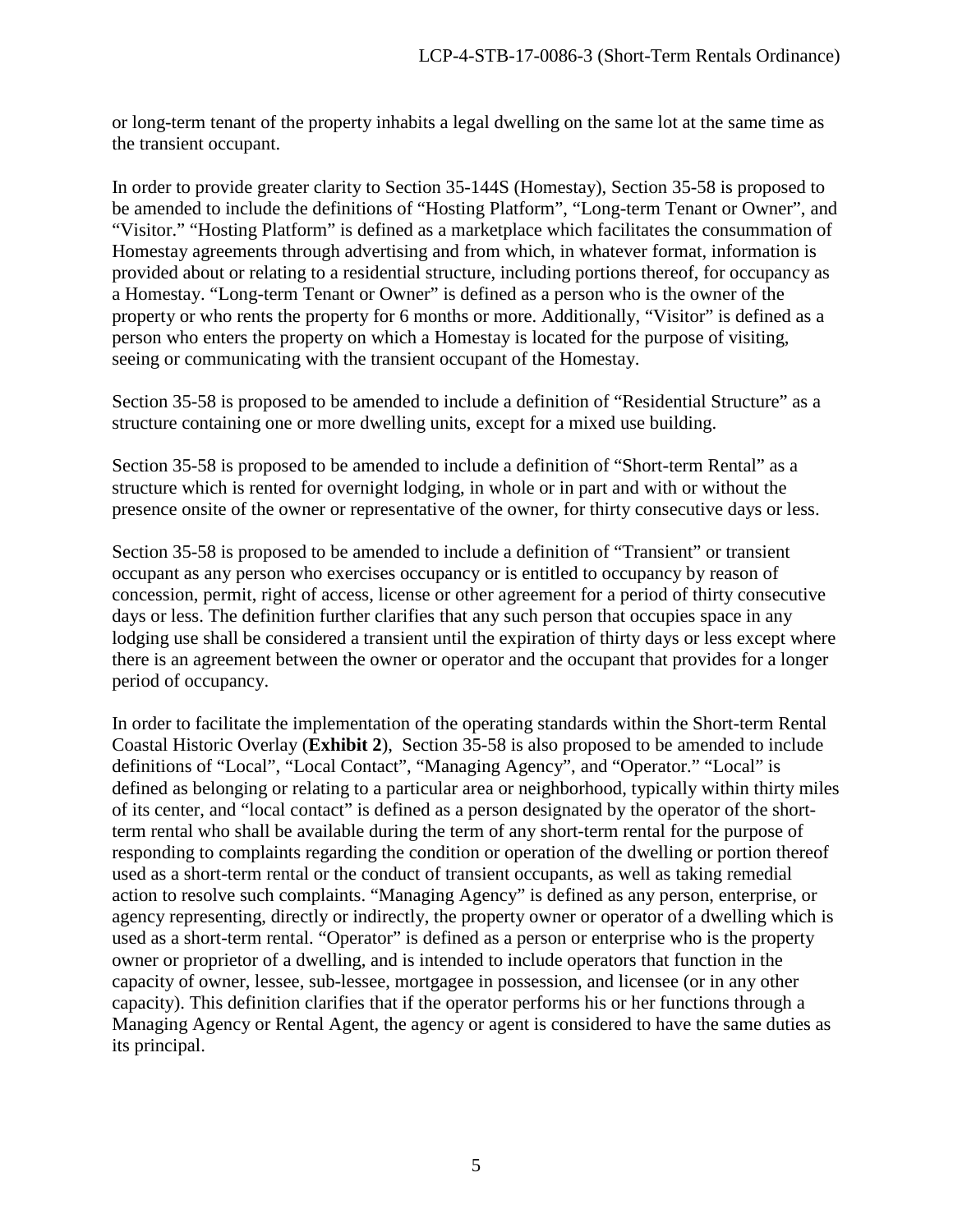or long-term tenant of the property inhabits a legal dwelling on the same lot at the same time as the transient occupant.

In order to provide greater clarity to Section 35-144S (Homestay), Section 35-58 is proposed to be amended to include the definitions of "Hosting Platform", "Long-term Tenant or Owner", and "Visitor." "Hosting Platform" is defined as a marketplace which facilitates the consummation of Homestay agreements through advertising and from which, in whatever format, information is provided about or relating to a residential structure, including portions thereof, for occupancy as a Homestay. "Long-term Tenant or Owner" is defined as a person who is the owner of the property or who rents the property for 6 months or more. Additionally, "Visitor" is defined as a person who enters the property on which a Homestay is located for the purpose of visiting, seeing or communicating with the transient occupant of the Homestay.

Section 35-58 is proposed to be amended to include a definition of "Residential Structure" as a structure containing one or more dwelling units, except for a mixed use building.

Section 35-58 is proposed to be amended to include a definition of "Short-term Rental" as a structure which is rented for overnight lodging, in whole or in part and with or without the presence onsite of the owner or representative of the owner, for thirty consecutive days or less.

Section 35-58 is proposed to be amended to include a definition of "Transient" or transient occupant as any person who exercises occupancy or is entitled to occupancy by reason of concession, permit, right of access, license or other agreement for a period of thirty consecutive days or less. The definition further clarifies that any such person that occupies space in any lodging use shall be considered a transient until the expiration of thirty days or less except where there is an agreement between the owner or operator and the occupant that provides for a longer period of occupancy.

In order to facilitate the implementation of the operating standards within the Short-term Rental Coastal Historic Overlay (**Exhibit 2**), Section 35-58 is also proposed to be amended to include definitions of "Local", "Local Contact", "Managing Agency", and "Operator." "Local" is defined as belonging or relating to a particular area or neighborhood, typically within thirty miles of its center, and "local contact" is defined as a person designated by the operator of the short-term rental who shall be available during the term of any short-term rental for the purpose of responding to complaints regarding the condition or operation of the dwelling or portion thereof used as a short-term rental or the conduct of transient occupants, as well as taking remedial action to resolve such complaints. "Managing Agency" is defined as any person, enterprise, or agency representing, directly or indirectly, the property owner or operator of a dwelling which is used as a short-term rental. "Operator" is defined as a person or enterprise who is the property owner or proprietor of a dwelling, and is intended to include operators that function in the capacity of owner, lessee, sub-lessee, mortgagee in possession, and licensee (or in any other capacity). This definition clarifies that if the operator performs his or her functions through a Managing Agency or Rental Agent, the agency or agent is considered to have the same duties as its principal.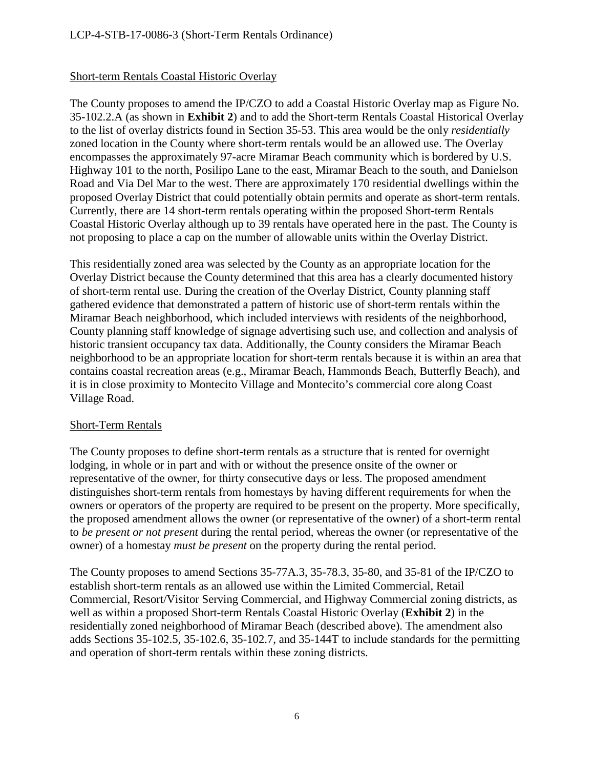Short-term Rentals Coastal Historic Overlay

The County proposes to amend the IP/CZO to add a Coastal Historic Overlay map as Figure No. 35-102.2.A (as shown in **Exhibit 2**) and to add the Short-term Rentals Coastal Historical Overlay to the list of overlay districts found in Section 35-53. This area would be the only *residentially* zoned location in the County where short-term rentals would be an allowed use. The Overlay encompasses the approximately 97-acre Miramar Beach community which is bordered by U.S. Highway 101 to the north, Posilipo Lane to the east, Miramar Beach to the south, and Danielson Road and Via Del Mar to the west. There are approximately 170 residential dwellings within the proposed Overlay District that could potentially obtain permits and operate as short-term rentals. Currently, there are 14 short-term rentals operating within the proposed Short-term Rentals Coastal Historic Overlay although up to 39 rentals have operated here in the past. The County is not proposing to place a cap on the number of allowable units within the Overlay District.

This residentially zoned area was selected by the County as an appropriate location for the Overlay District because the County determined that this area has a clearly documented history of short-term rental use. During the creation of the Overlay District, County planning staff gathered evidence that demonstrated a pattern of historic use of short-term rentals within the Miramar Beach neighborhood, which included interviews with residents of the neighborhood, County planning staff knowledge of signage advertising such use, and collection and analysis of historic transient occupancy tax data. Additionally, the County considers the Miramar Beach neighborhood to be an appropriate location for short-term rentals because it is within an area that contains coastal recreation areas (e.g., Miramar Beach, Hammonds Beach, Butterfly Beach), and it is in close proximity to Montecito Village and Montecito's commercial core along Coast Village Road.

Short-Term Rentals

The County proposes to define short-term rentals as a structure that is rented for overnight lodging, in whole or in part and with or without the presence onsite of the owner or representative of the owner, for thirty consecutive days or less. The proposed amendment distinguishes short-term rentals from homestays by having different requirements for when the owners or operators of the property are required to be present on the property. More specifically, the proposed amendment allows the owner (or representative of the owner) of a short-term rental to *be present or not present* during the rental period, whereas the owner (or representative of the owner) of a homestay *must be present* on the property during the rental period.

The County proposes to amend Sections 35-77A.3, 35-78.3, 35-80, and 35-81 of the IP/CZO to establish short-term rentals as an allowed use within the Limited Commercial, Retail Commercial, Resort/Visitor Serving Commercial, and Highway Commercial zoning districts, as well as within a proposed Short-term Rentals Coastal Historic Overlay (**Exhibit 2**) in the residentially zoned neighborhood of Miramar Beach (described above). The amendment also adds Sections 35-102.5, 35-102.6, 35-102.7, and 35-144T to include standards for the permitting and operation of short-term rentals within these zoning districts.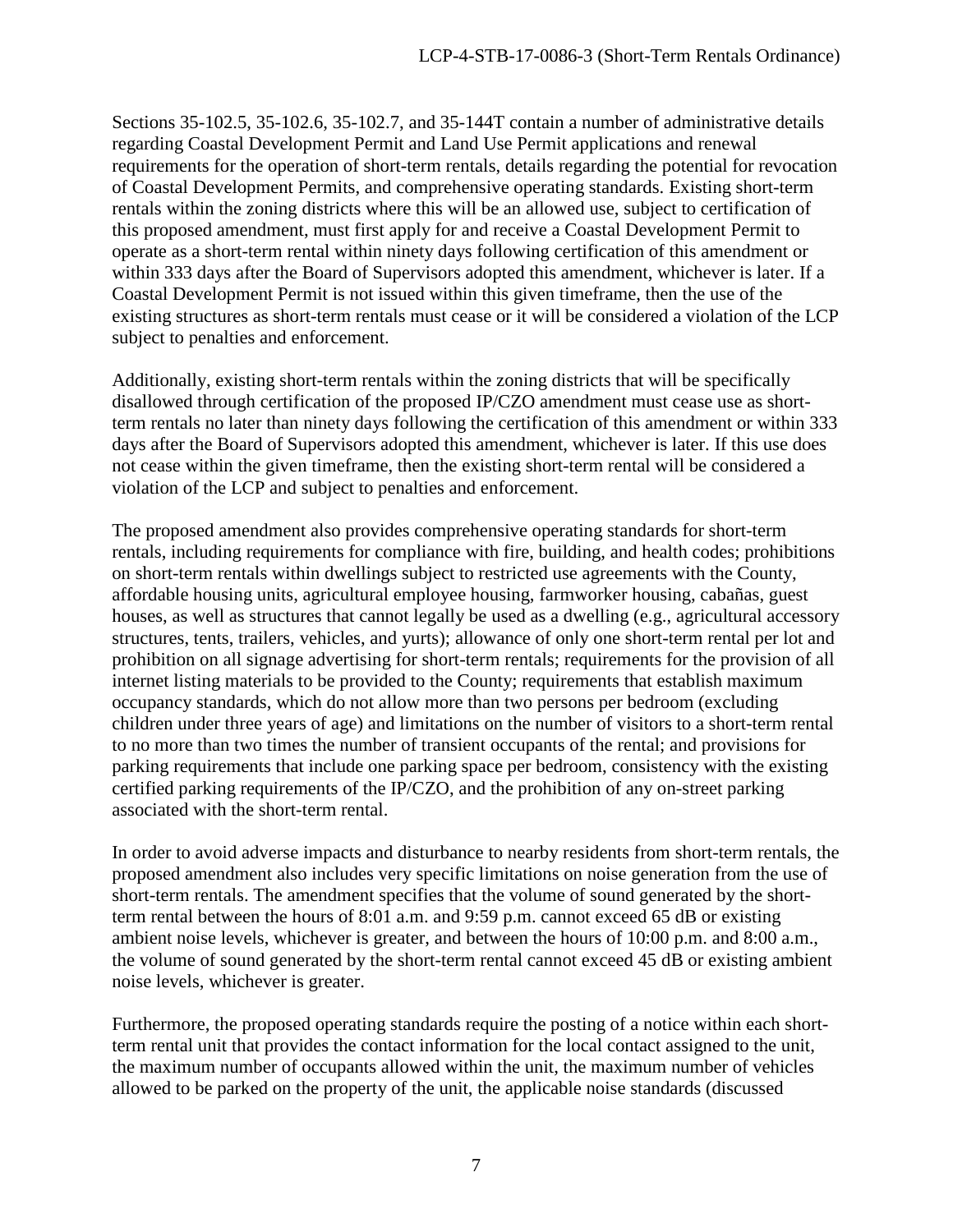Sections 35-102.5, 35-102.6, 35-102.7, and 35-144T contain a number of administrative details regarding Coastal Development Permit and Land Use Permit applications and renewal requirements for the operation of short-term rentals, details regarding the potential for revocation of Coastal Development Permits, and comprehensive operating standards. Existing short-term rentals within the zoning districts where this will be an allowed use, subject to certification of this proposed amendment, must first apply for and receive a Coastal Development Permit to operate as a short-term rental within ninety days following certification of this amendment or within 333 days after the Board of Supervisors adopted this amendment, whichever is later. If a Coastal Development Permit is not issued within this given timeframe, then the use of the existing structures as short-term rentals must cease or it will be considered a violation of the LCP subject to penalties and enforcement.

Additionally, existing short-term rentals within the zoning districts that will be specifically disallowed through certification of the proposed IP/CZO amendment must cease use as short-term rentals no later than ninety days following the certification of this amendment or within 333 days after the Board of Supervisors adopted this amendment, whichever is later. If this use does not cease within the given timeframe, then the existing short-term rental will be considered a violation of the LCP and subject to penalties and enforcement.

The proposed amendment also provides comprehensive operating standards for short-term rentals, including requirements for compliance with fire, building, and health codes; prohibitions on short-term rentals within dwellings subject to restricted use agreements with the County, affordable housing units, agricultural employee housing, farmworker housing, cabañas, guest houses, as well as structures that cannot legally be used as a dwelling (e.g., agricultural accessory structures, tents, trailers, vehicles, and yurts); allowance of only one short-term rental per lot and prohibition on all signage advertising for short-term rentals; requirements for the provision of all internet listing materials to be provided to the County; requirements that establish maximum occupancy standards, which do not allow more than two persons per bedroom (excluding children under three years of age) and limitations on the number of visitors to a short-term rental to no more than two times the number of transient occupants of the rental; and provisions for parking requirements that include one parking space per bedroom, consistency with the existing certified parking requirements of the IP/CZO, and the prohibition of any on-street parking associated with the short-term rental.

In order to avoid adverse impacts and disturbance to nearby residents from short-term rentals, the proposed amendment also includes very specific limitations on noise generation from the use of short-term rentals. The amendment specifies that the volume of sound generated by the short-term rental between the hours of 8:01 a.m. and 9:59 p.m. cannot exceed 65 dB or existing ambient noise levels, whichever is greater, and between the hours of 10:00 p.m. and 8:00 a.m., the volume of sound generated by the short-term rental cannot exceed 45 dB or existing ambient noise levels, whichever is greater.

Furthermore, the proposed operating standards require the posting of a notice within each short-term rental unit that provides the contact information for the local contact assigned to the unit, the maximum number of occupants allowed within the unit, the maximum number of vehicles allowed to be parked on the property of the unit, the applicable noise standards (discussed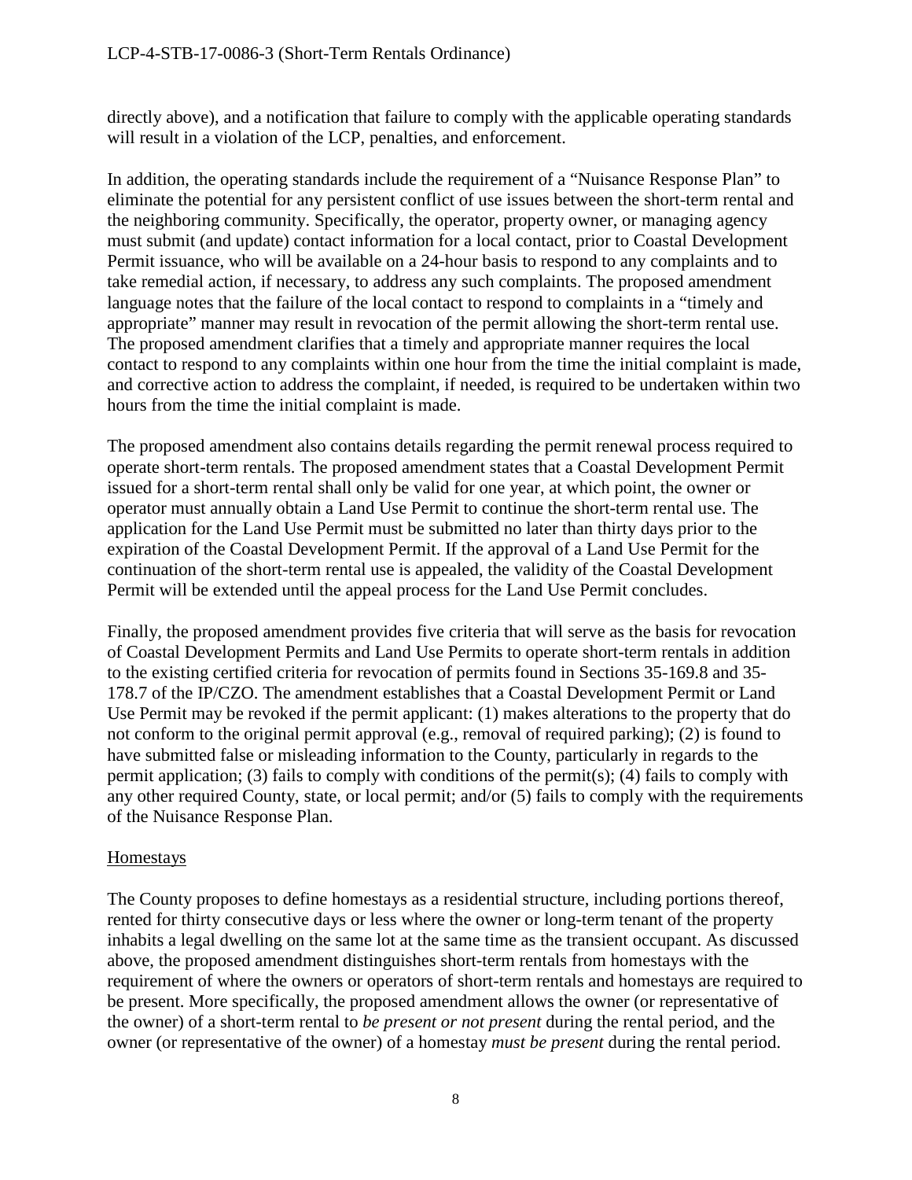directly above), and a notification that failure to comply with the applicable operating standards will result in a violation of the LCP, penalties, and enforcement.

In addition, the operating standards include the requirement of a "Nuisance Response Plan" to eliminate the potential for any persistent conflict of use issues between the short-term rental and the neighboring community. Specifically, the operator, property owner, or managing agency must submit (and update) contact information for a local contact, prior to Coastal Development Permit issuance, who will be available on a 24-hour basis to respond to any complaints and to take remedial action, if necessary, to address any such complaints. The proposed amendment language notes that the failure of the local contact to respond to complaints in a "timely and appropriate" manner may result in revocation of the permit allowing the short-term rental use. The proposed amendment clarifies that a timely and appropriate manner requires the local contact to respond to any complaints within one hour from the time the initial complaint is made, and corrective action to address the complaint, if needed, is required to be undertaken within two hours from the time the initial complaint is made.

The proposed amendment also contains details regarding the permit renewal process required to operate short-term rentals. The proposed amendment states that a Coastal Development Permit issued for a short-term rental shall only be valid for one year, at which point, the owner or operator must annually obtain a Land Use Permit to continue the short-term rental use. The application for the Land Use Permit must be submitted no later than thirty days prior to the expiration of the Coastal Development Permit. If the approval of a Land Use Permit for the continuation of the short-term rental use is appealed, the validity of the Coastal Development Permit will be extended until the appeal process for the Land Use Permit concludes.

Finally, the proposed amendment provides five criteria that will serve as the basis for revocation of Coastal Development Permits and Land Use Permits to operate short-term rentals in addition to the existing certified criteria for revocation of permits found in Sections 35-169.8 and 35-178.7 of the IP/CZO. The amendment establishes that a Coastal Development Permit or Land Use Permit may be revoked if the permit applicant: (1) makes alterations to the property that do not conform to the original permit approval (e.g., removal of required parking); (2) is found to have submitted false or misleading information to the County, particularly in regards to the permit application; (3) fails to comply with conditions of the permit(s); (4) fails to comply with any other required County, state, or local permit; and/or (5) fails to comply with the requirements of the Nuisance Response Plan.

<u>Homestays</u>

The County proposes to define homestays as a residential structure, including portions thereof, rented for thirty consecutive days or less where the owner or long-term tenant of the property inhabits a legal dwelling on the same lot at the same time as the transient occupant. As discussed above, the proposed amendment distinguishes short-term rentals from homestays with the requirement of where the owners or operators of short-term rentals and homestays are required to be present. More specifically, the proposed amendment allows the owner (or representative of the owner) of a short-term rental to *be present or not present* during the rental period, and the owner (or representative of the owner) of a homestay *must be present* during the rental period.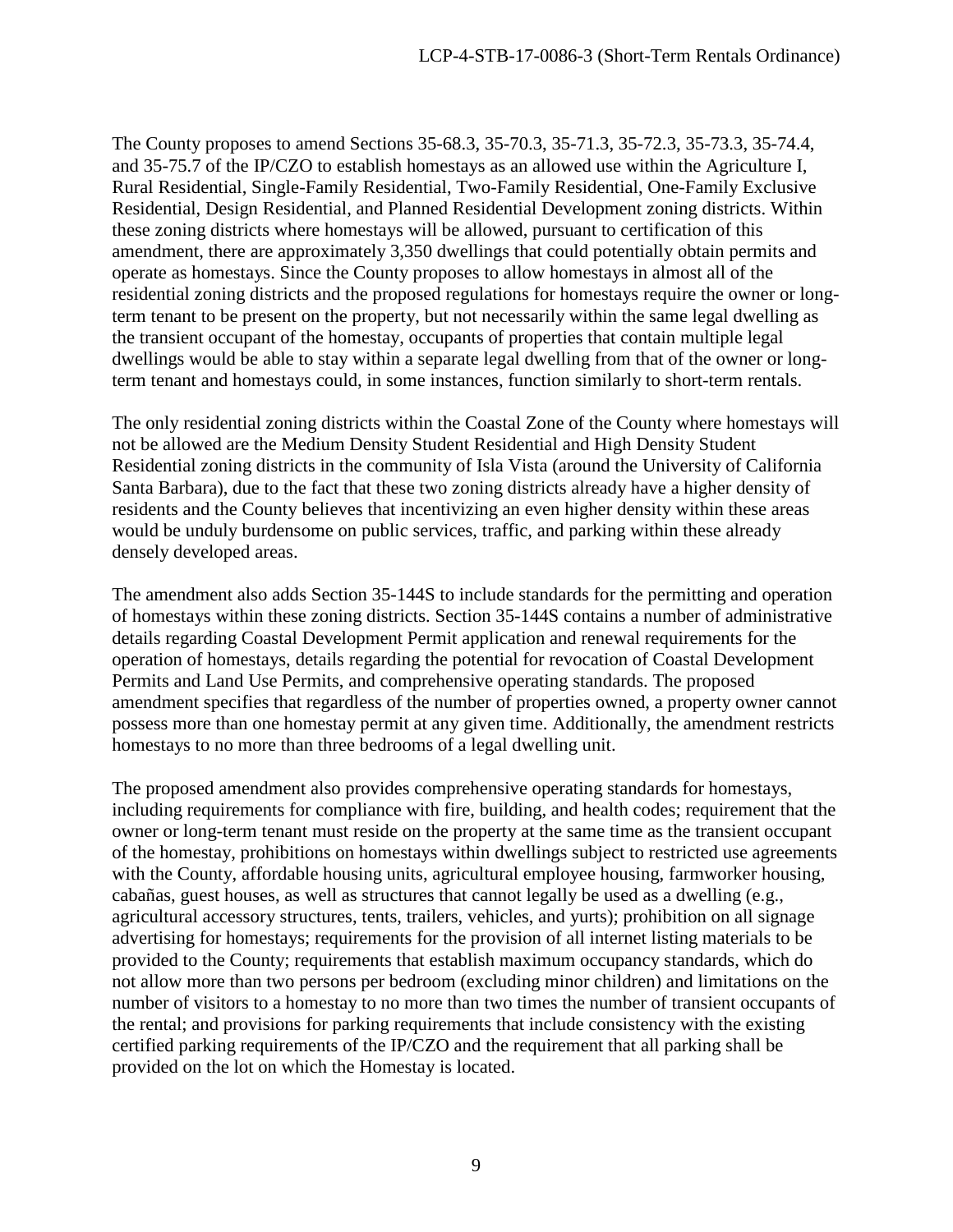The County proposes to amend Sections 35-68.3, 35-70.3, 35-71.3, 35-72.3, 35-73.3, 35-74.4, and 35-75.7 of the IP/CZO to establish homestays as an allowed use within the Agriculture I, Rural Residential, Single-Family Residential, Two-Family Residential, One-Family Exclusive Residential, Design Residential, and Planned Residential Development zoning districts. Within these zoning districts where homestays will be allowed, pursuant to certification of this amendment, there are approximately 3,350 dwellings that could potentially obtain permits and operate as homestays. Since the County proposes to allow homestays in almost all of the residential zoning districts and the proposed regulations for homestays require the owner or long-term tenant to be present on the property, but not necessarily within the same legal dwelling as the transient occupant of the homestay, occupants of properties that contain multiple legal dwellings would be able to stay within a separate legal dwelling from that of the owner or long-term tenant and homestays could, in some instances, function similarly to short-term rentals.

The only residential zoning districts within the Coastal Zone of the County where homestays will not be allowed are the Medium Density Student Residential and High Density Student Residential zoning districts in the community of Isla Vista (around the University of California Santa Barbara), due to the fact that these two zoning districts already have a higher density of residents and the County believes that incentivizing an even higher density within these areas would be unduly burdensome on public services, traffic, and parking within these already densely developed areas.

The amendment also adds Section 35-144S to include standards for the permitting and operation of homestays within these zoning districts. Section 35-144S contains a number of administrative details regarding Coastal Development Permit application and renewal requirements for the operation of homestays, details regarding the potential for revocation of Coastal Development Permits and Land Use Permits, and comprehensive operating standards. The proposed amendment specifies that regardless of the number of properties owned, a property owner cannot possess more than one homestay permit at any given time. Additionally, the amendment restricts homestays to no more than three bedrooms of a legal dwelling unit.

The proposed amendment also provides comprehensive operating standards for homestays, including requirements for compliance with fire, building, and health codes; requirement that the owner or long-term tenant must reside on the property at the same time as the transient occupant of the homestay, prohibitions on homestays within dwellings subject to restricted use agreements with the County, affordable housing units, agricultural employee housing, farmworker housing, cabañas, guest houses, as well as structures that cannot legally be used as a dwelling (e.g., agricultural accessory structures, tents, trailers, vehicles, and yurts); prohibition on all signage advertising for homestays; requirements for the provision of all internet listing materials to be provided to the County; requirements that establish maximum occupancy standards, which do not allow more than two persons per bedroom (excluding minor children) and limitations on the number of visitors to a homestay to no more than two times the number of transient occupants of the rental; and provisions for parking requirements that include consistency with the existing certified parking requirements of the IP/CZO and the requirement that all parking shall be provided on the lot on which the Homestay is located.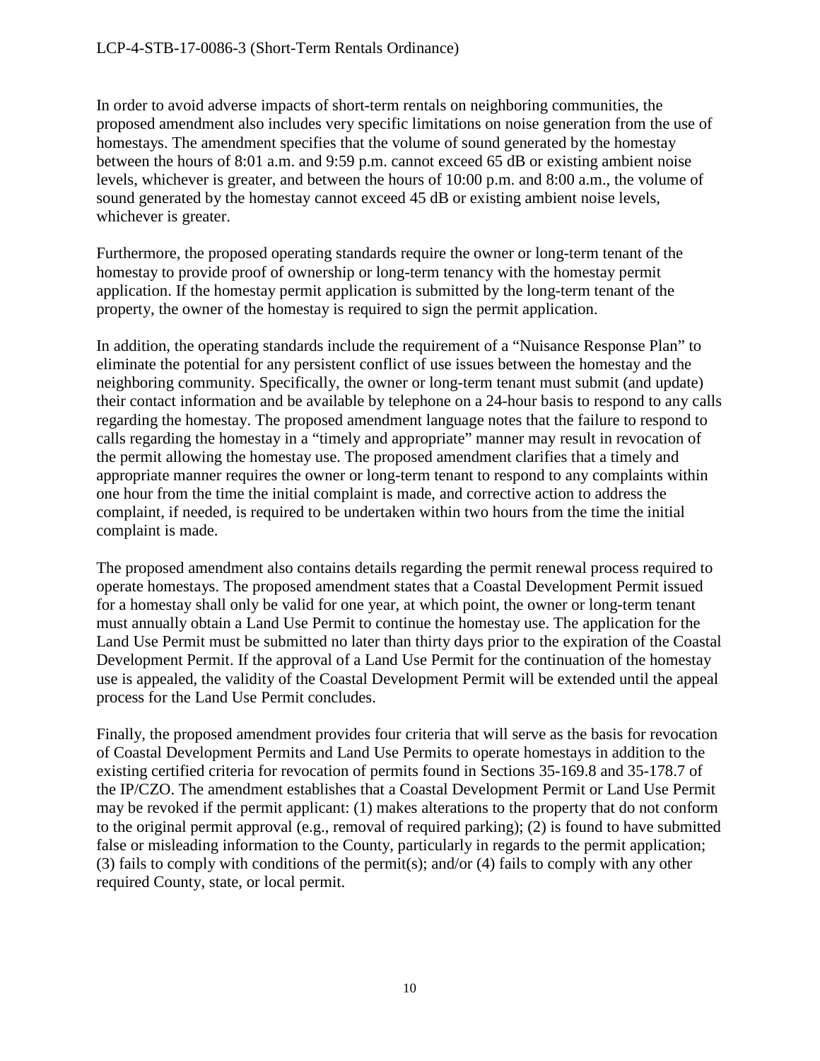In order to avoid adverse impacts of short-term rentals on neighboring communities, the proposed amendment also includes very specific limitations on noise generation from the use of homestays. The amendment specifies that the volume of sound generated by the homestay between the hours of 8:01 a.m. and 9:59 p.m. cannot exceed 65 dB or existing ambient noise levels, whichever is greater, and between the hours of 10:00 p.m. and 8:00 a.m., the volume of sound generated by the homestay cannot exceed 45 dB or existing ambient noise levels, whichever is greater.

Furthermore, the proposed operating standards require the owner or long-term tenant of the homestay to provide proof of ownership or long-term tenancy with the homestay permit application. If the homestay permit application is submitted by the long-term tenant of the property, the owner of the homestay is required to sign the permit application.

In addition, the operating standards include the requirement of a "Nuisance Response Plan" to eliminate the potential for any persistent conflict of use issues between the homestay and the neighboring community. Specifically, the owner or long-term tenant must submit (and update) their contact information and be available by telephone on a 24-hour basis to respond to any calls regarding the homestay. The proposed amendment language notes that the failure to respond to calls regarding the homestay in a "timely and appropriate" manner may result in revocation of the permit allowing the homestay use. The proposed amendment clarifies that a timely and appropriate manner requires the owner or long-term tenant to respond to any complaints within one hour from the time the initial complaint is made, and corrective action to address the complaint, if needed, is required to be undertaken within two hours from the time the initial complaint is made.

The proposed amendment also contains details regarding the permit renewal process required to operate homestays. The proposed amendment states that a Coastal Development Permit issued for a homestay shall only be valid for one year, at which point, the owner or long-term tenant must annually obtain a Land Use Permit to continue the homestay use. The application for the Land Use Permit must be submitted no later than thirty days prior to the expiration of the Coastal Development Permit. If the approval of a Land Use Permit for the continuation of the homestay use is appealed, the validity of the Coastal Development Permit will be extended until the appeal process for the Land Use Permit concludes.

Finally, the proposed amendment provides four criteria that will serve as the basis for revocation of Coastal Development Permits and Land Use Permits to operate homestays in addition to the existing certified criteria for revocation of permits found in Sections 35-169.8 and 35-178.7 of the IP/CZO. The amendment establishes that a Coastal Development Permit or Land Use Permit may be revoked if the permit applicant: (1) makes alterations to the property that do not conform to the original permit approval (e.g., removal of required parking); (2) is found to have submitted false or misleading information to the County, particularly in regards to the permit application; (3) fails to comply with conditions of the permit(s); and/or (4) fails to comply with any other required County, state, or local permit.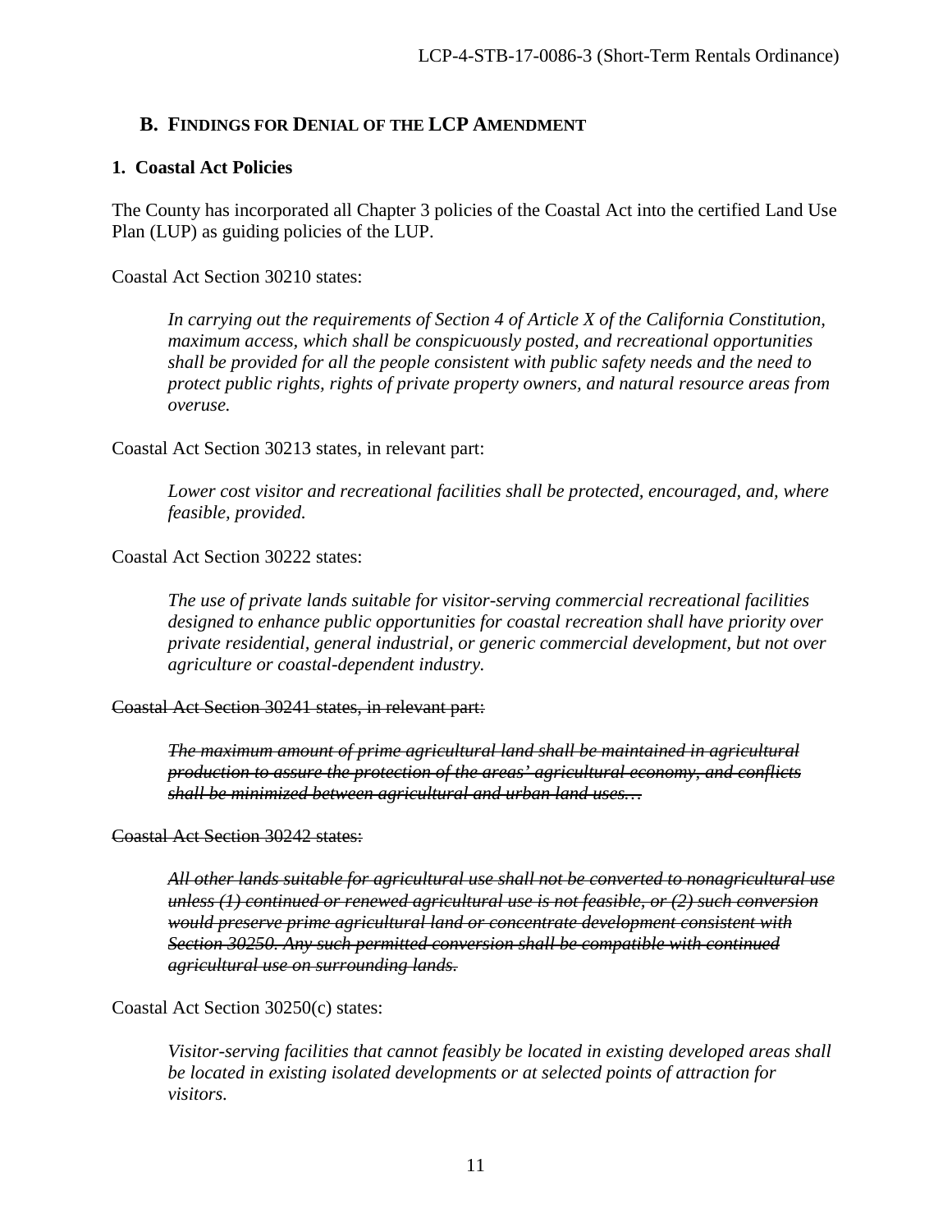## B. FINDINGS FOR DENIAL OF THE LCP AMENDMENT

### 1. Coastal Act Policies

The County has incorporated all Chapter 3 policies of the Coastal Act into the certified Land Use Plan (LUP) as guiding policies of the LUP.

Coastal Act Section 30210 states:

> *In carrying out the requirements of Section 4 of Article X of the California Constitution, maximum access, which shall be conspicuously posted, and recreational opportunities shall be provided for all the people consistent with public safety needs and the need to protect public rights, rights of private property owners, and natural resource areas from overuse.*

Coastal Act Section 30213 states, in relevant part:

> *Lower cost visitor and recreational facilities shall be protected, encouraged, and, where feasible, provided.*

Coastal Act Section 30222 states:

> *The use of private lands suitable for visitor-serving commercial recreational facilities designed to enhance public opportunities for coastal recreation shall have priority over private residential, general industrial, or generic commercial development, but not over agriculture or coastal-dependent industry.*

~~Coastal Act Section 30241 states, in relevant part:~~

> ~~*The maximum amount of prime agricultural land shall be maintained in agricultural production to assure the protection of the areas' agricultural economy, and conflicts shall be minimized between agricultural and urban land uses…*~~

~~Coastal Act Section 30242 states:~~

> ~~*All other lands suitable for agricultural use shall not be converted to nonagricultural use unless (1) continued or renewed agricultural use is not feasible, or (2) such conversion would preserve prime agricultural land or concentrate development consistent with Section 30250. Any such permitted conversion shall be compatible with continued agricultural use on surrounding lands.*~~

Coastal Act Section 30250(c) states:

> *Visitor-serving facilities that cannot feasibly be located in existing developed areas shall be located in existing isolated developments or at selected points of attraction for visitors.*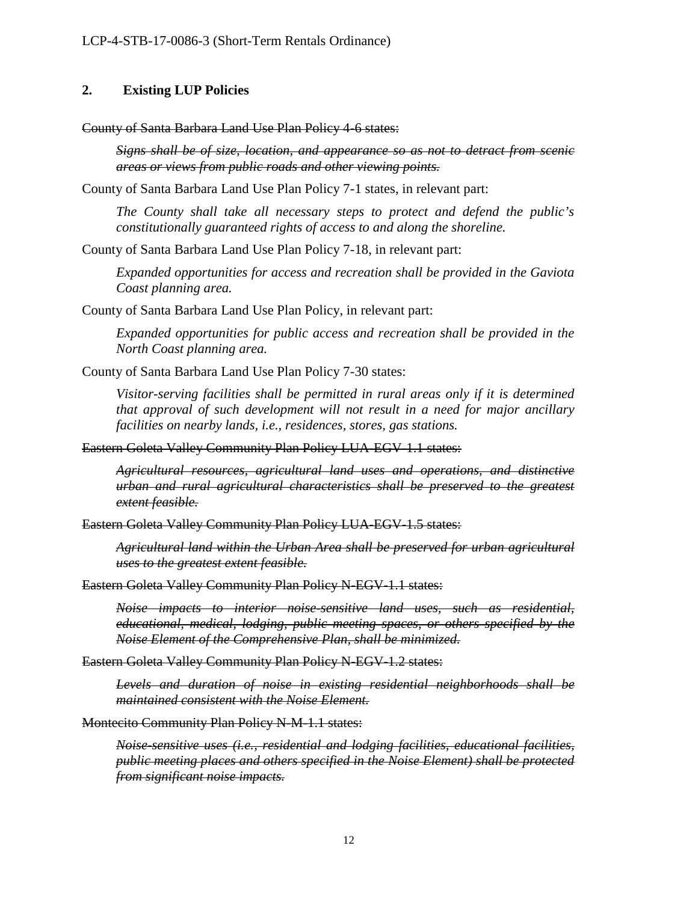## 2. Existing LUP Policies

~~County of Santa Barbara Land Use Plan Policy 4-6 states:~~

> ~~*Signs shall be of size, location, and appearance so as not to detract from scenic areas or views from public roads and other viewing points.*~~

County of Santa Barbara Land Use Plan Policy 7-1 states, in relevant part:

> *The County shall take all necessary steps to protect and defend the public's constitutionally guaranteed rights of access to and along the shoreline.*

County of Santa Barbara Land Use Plan Policy 7-18, in relevant part:

> *Expanded opportunities for access and recreation shall be provided in the Gaviota Coast planning area.*

County of Santa Barbara Land Use Plan Policy, in relevant part:

> *Expanded opportunities for public access and recreation shall be provided in the North Coast planning area.*

County of Santa Barbara Land Use Plan Policy 7-30 states:

> *Visitor-serving facilities shall be permitted in rural areas only if it is determined that approval of such development will not result in a need for major ancillary facilities on nearby lands, i.e., residences, stores, gas stations.*

~~Eastern Goleta Valley Community Plan Policy LUA-EGV-1.1 states:~~

> ~~*Agricultural resources, agricultural land uses and operations, and distinctive urban and rural agricultural characteristics shall be preserved to the greatest extent feasible.*~~

~~Eastern Goleta Valley Community Plan Policy LUA-EGV-1.5 states:~~

> ~~*Agricultural land within the Urban Area shall be preserved for urban agricultural uses to the greatest extent feasible.*~~

~~Eastern Goleta Valley Community Plan Policy N-EGV-1.1 states:~~

> ~~*Noise impacts to interior noise-sensitive land uses, such as residential, educational, medical, lodging, public meeting spaces, or others specified by the Noise Element of the Comprehensive Plan, shall be minimized.*~~

~~Eastern Goleta Valley Community Plan Policy N-EGV-1.2 states:~~

> ~~*Levels and duration of noise in existing residential neighborhoods shall be maintained consistent with the Noise Element.*~~

~~Montecito Community Plan Policy N-M-1.1 states:~~

> ~~*Noise-sensitive uses (i.e., residential and lodging facilities, educational facilities, public meeting places and others specified in the Noise Element) shall be protected from significant noise impacts.*~~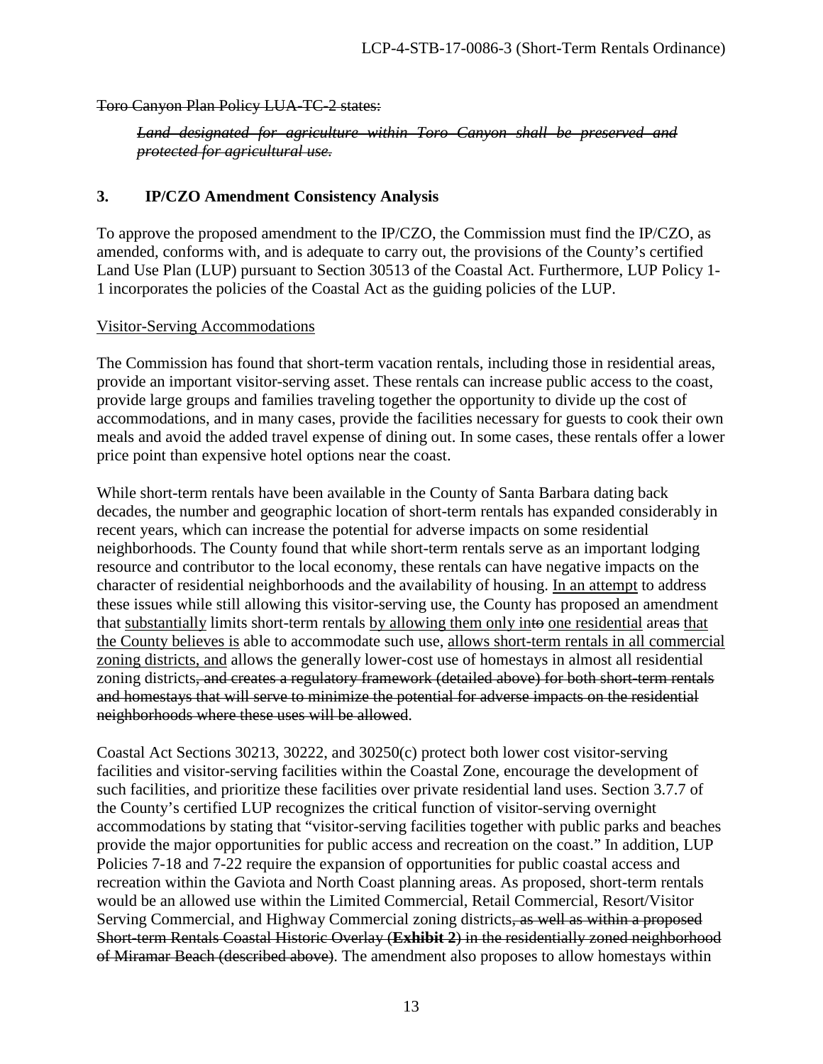~~Toro Canyon Plan Policy LUA-TC-2 states:~~

> ~~*Land designated for agriculture within Toro Canyon shall be preserved and protected for agricultural use.*~~

### 3. IP/CZO Amendment Consistency Analysis

To approve the proposed amendment to the IP/CZO, the Commission must find the IP/CZO, as amended, conforms with, and is adequate to carry out, the provisions of the County's certified Land Use Plan (LUP) pursuant to Section 30513 of the Coastal Act. Furthermore, LUP Policy 1-1 incorporates the policies of the Coastal Act as the guiding policies of the LUP.

<u>Visitor-Serving Accommodations</u>

The Commission has found that short-term vacation rentals, including those in residential areas, provide an important visitor-serving asset. These rentals can increase public access to the coast, provide large groups and families traveling together the opportunity to divide up the cost of accommodations, and in many cases, provide the facilities necessary for guests to cook their own meals and avoid the added travel expense of dining out. In some cases, these rentals offer a lower price point than expensive hotel options near the coast.

While short-term rentals have been available in the County of Santa Barbara dating back decades, the number and geographic location of short-term rentals has expanded considerably in recent years, which can increase the potential for adverse impacts on some residential neighborhoods. The County found that while short-term rentals serve as an important lodging resource and contributor to the local economy, these rentals can have negative impacts on the character of residential neighborhoods and the availability of housing. <u>In an attempt</u> to address these issues while still allowing this visitor-serving use, the County has proposed an amendment that <u>substantially</u> limits short-term rentals <u>by allowing them only in</u>~~to~~ <u>one residential</u> area~~s~~ <u>that the County believes is</u> able to accommodate such use, <u>allows short-term rentals in all commercial zoning districts, and</u> allows the generally lower-cost use of homestays in almost all residential zoning districts~~, and creates a regulatory framework (detailed above) for both short-term rentals and homestays that will serve to minimize the potential for adverse impacts on the residential neighborhoods where these uses will be allowed~~.

Coastal Act Sections 30213, 30222, and 30250(c) protect both lower cost visitor-serving facilities and visitor-serving facilities within the Coastal Zone, encourage the development of such facilities, and prioritize these facilities over private residential land uses. Section 3.7.7 of the County's certified LUP recognizes the critical function of visitor-serving overnight accommodations by stating that "visitor-serving facilities together with public parks and beaches provide the major opportunities for public access and recreation on the coast." In addition, LUP Policies 7-18 and 7-22 require the expansion of opportunities for public coastal access and recreation within the Gaviota and North Coast planning areas. As proposed, short-term rentals would be an allowed use within the Limited Commercial, Retail Commercial, Resort/Visitor Serving Commercial, and Highway Commercial zoning districts~~, as well as within a proposed Short-term Rentals Coastal Historic Overlay (**Exhibit 2**) in the residentially zoned neighborhood of Miramar Beach (described above)~~. The amendment also proposes to allow homestays within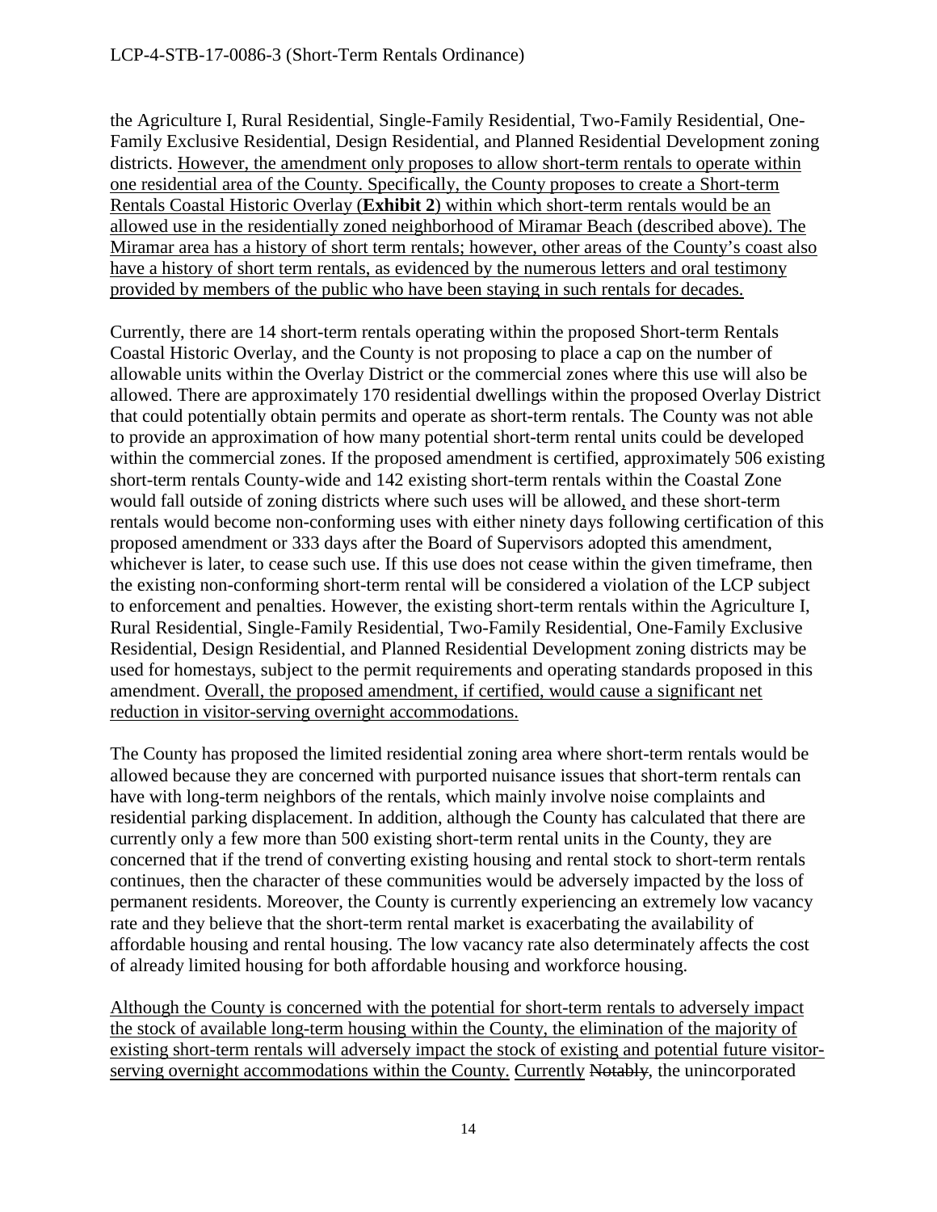the Agriculture I, Rural Residential, Single-Family Residential, Two-Family Residential, One-Family Exclusive Residential, Design Residential, and Planned Residential Development zoning districts. <u>However, the amendment only proposes to allow short-term rentals to operate within one residential area of the County. Specifically, the County proposes to create a Short-term Rentals Coastal Historic Overlay (**Exhibit 2**) within which short-term rentals would be an allowed use in the residentially zoned neighborhood of Miramar Beach (described above). The Miramar area has a history of short term rentals; however, other areas of the County's coast also have a history of short term rentals, as evidenced by the numerous letters and oral testimony provided by members of the public who have been staying in such rentals for decades.</u>

Currently, there are 14 short-term rentals operating within the proposed Short-term Rentals Coastal Historic Overlay, and the County is not proposing to place a cap on the number of allowable units within the Overlay District or the commercial zones where this use will also be allowed. There are approximately 170 residential dwellings within the proposed Overlay District that could potentially obtain permits and operate as short-term rentals. The County was not able to provide an approximation of how many potential short-term rental units could be developed within the commercial zones. If the proposed amendment is certified, approximately 506 existing short-term rentals County-wide and 142 existing short-term rentals within the Coastal Zone would fall outside of zoning districts where such uses will be allowed<u>,</u> and these short-term rentals would become non-conforming uses with either ninety days following certification of this proposed amendment or 333 days after the Board of Supervisors adopted this amendment, whichever is later, to cease such use. If this use does not cease within the given timeframe, then the existing non-conforming short-term rental will be considered a violation of the LCP subject to enforcement and penalties. However, the existing short-term rentals within the Agriculture I, Rural Residential, Single-Family Residential, Two-Family Residential, One-Family Exclusive Residential, Design Residential, and Planned Residential Development zoning districts may be used for homestays, subject to the permit requirements and operating standards proposed in this amendment. <u>Overall, the proposed amendment, if certified, would cause a significant net reduction in visitor-serving overnight accommodations.</u>

The County has proposed the limited residential zoning area where short-term rentals would be allowed because they are concerned with purported nuisance issues that short-term rentals can have with long-term neighbors of the rentals, which mainly involve noise complaints and residential parking displacement. In addition, although the County has calculated that there are currently only a few more than 500 existing short-term rental units in the County, they are concerned that if the trend of converting existing housing and rental stock to short-term rentals continues, then the character of these communities would be adversely impacted by the loss of permanent residents. Moreover, the County is currently experiencing an extremely low vacancy rate and they believe that the short-term rental market is exacerbating the availability of affordable housing and rental housing. The low vacancy rate also determinately affects the cost of already limited housing for both affordable housing and workforce housing.

<u>Although the County is concerned with the potential for short-term rentals to adversely impact the stock of available long-term housing within the County, the elimination of the majority of existing short-term rentals will adversely impact the stock of existing and potential future visitor-serving overnight accommodations within the County.</u> <u>Currently</u> ~~Notably~~, the unincorporated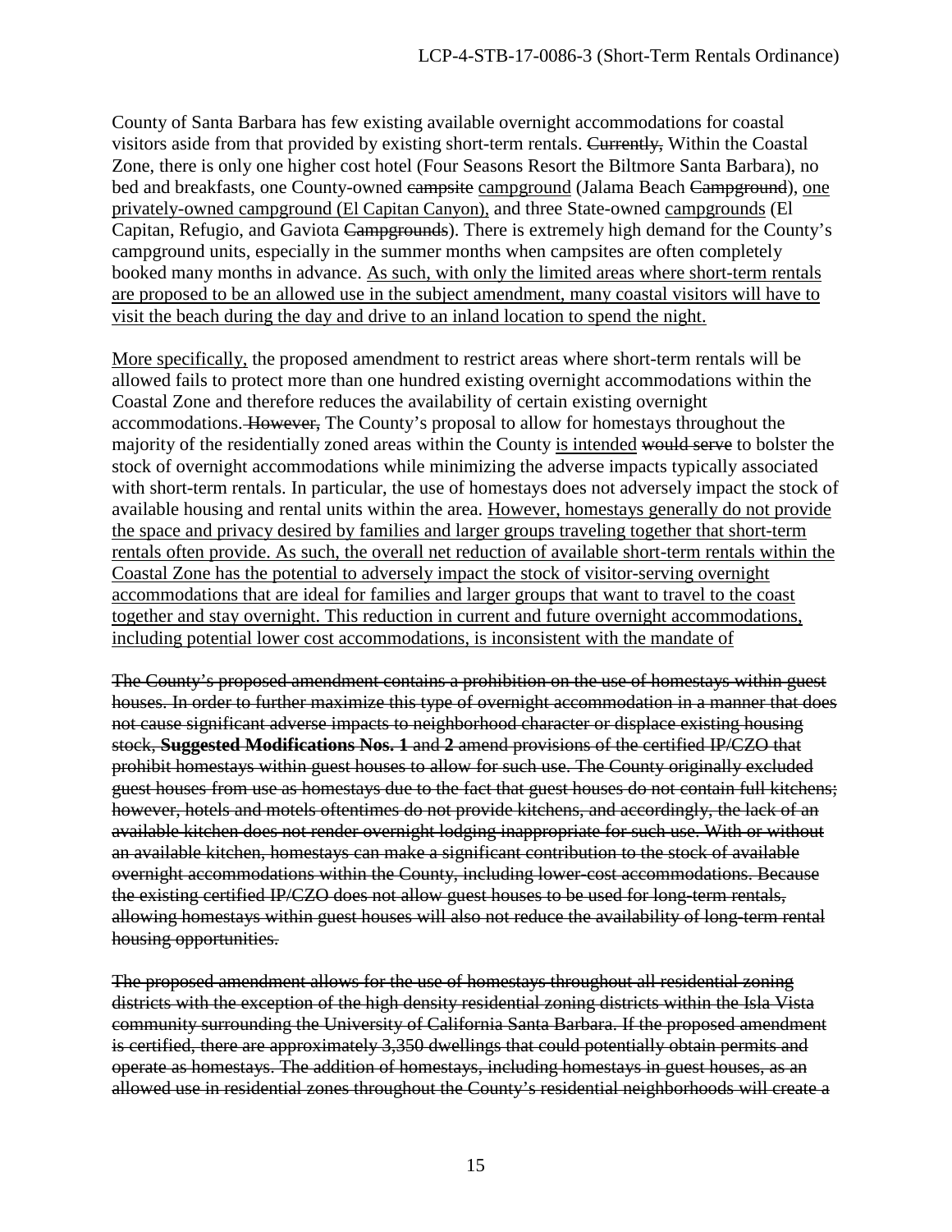County of Santa Barbara has few existing available overnight accommodations for coastal visitors aside from that provided by existing short-term rentals. ~~Currently,~~ Within the Coastal Zone, there is only one higher cost hotel (Four Seasons Resort the Biltmore Santa Barbara), no bed and breakfasts, one County-owned ~~campsite~~ <u>campground</u> (Jalama Beach ~~Campground~~), <u>one privately-owned campground (El Capitan Canyon),</u> and three State-owned <u>campgrounds</u> (El Capitan, Refugio, and Gaviota ~~Campgrounds~~). There is extremely high demand for the County's campground units, especially in the summer months when campsites are often completely booked many months in advance. <u>As such, with only the limited areas where short-term rentals are proposed to be an allowed use in the subject amendment, many coastal visitors will have to visit the beach during the day and drive to an inland location to spend the night.</u>

<u>More specifically,</u> the proposed amendment to restrict areas where short-term rentals will be allowed fails to protect more than one hundred existing overnight accommodations within the Coastal Zone and therefore reduces the availability of certain existing overnight accommodations. ~~However,~~ The County's proposal to allow for homestays throughout the majority of the residentially zoned areas within the County <u>is intended</u> ~~would serve~~ to bolster the stock of overnight accommodations while minimizing the adverse impacts typically associated with short-term rentals. In particular, the use of homestays does not adversely impact the stock of available housing and rental units within the area. <u>However, homestays generally do not provide the space and privacy desired by families and larger groups traveling together that short-term rentals often provide. As such, the overall net reduction of available short-term rentals within the Coastal Zone has the potential to adversely impact the stock of visitor-serving overnight accommodations that are ideal for families and larger groups that want to travel to the coast together and stay overnight. This reduction in current and future overnight accommodations, including potential lower cost accommodations, is inconsistent with the mandate of</u>

~~The County's proposed amendment contains a prohibition on the use of homestays within guest houses. In order to further maximize this type of overnight accommodation in a manner that does not cause significant adverse impacts to neighborhood character or displace existing housing stock, **Suggested Modifications Nos. 1** and **2** amend provisions of the certified IP/CZO that prohibit homestays within guest houses to allow for such use. The County originally excluded guest houses from use as homestays due to the fact that guest houses do not contain full kitchens; however, hotels and motels oftentimes do not provide kitchens, and accordingly, the lack of an available kitchen does not render overnight lodging inappropriate for such use. With or without an available kitchen, homestays can make a significant contribution to the stock of available overnight accommodations within the County, including lower-cost accommodations. Because the existing certified IP/CZO does not allow guest houses to be used for long-term rentals, allowing homestays within guest houses will also not reduce the availability of long-term rental housing opportunities.~~

~~The proposed amendment allows for the use of homestays throughout all residential zoning districts with the exception of the high density residential zoning districts within the Isla Vista community surrounding the University of California Santa Barbara. If the proposed amendment is certified, there are approximately 3,350 dwellings that could potentially obtain permits and operate as homestays. The addition of homestays, including homestays in guest houses, as an allowed use in residential zones throughout the County's residential neighborhoods will create a~~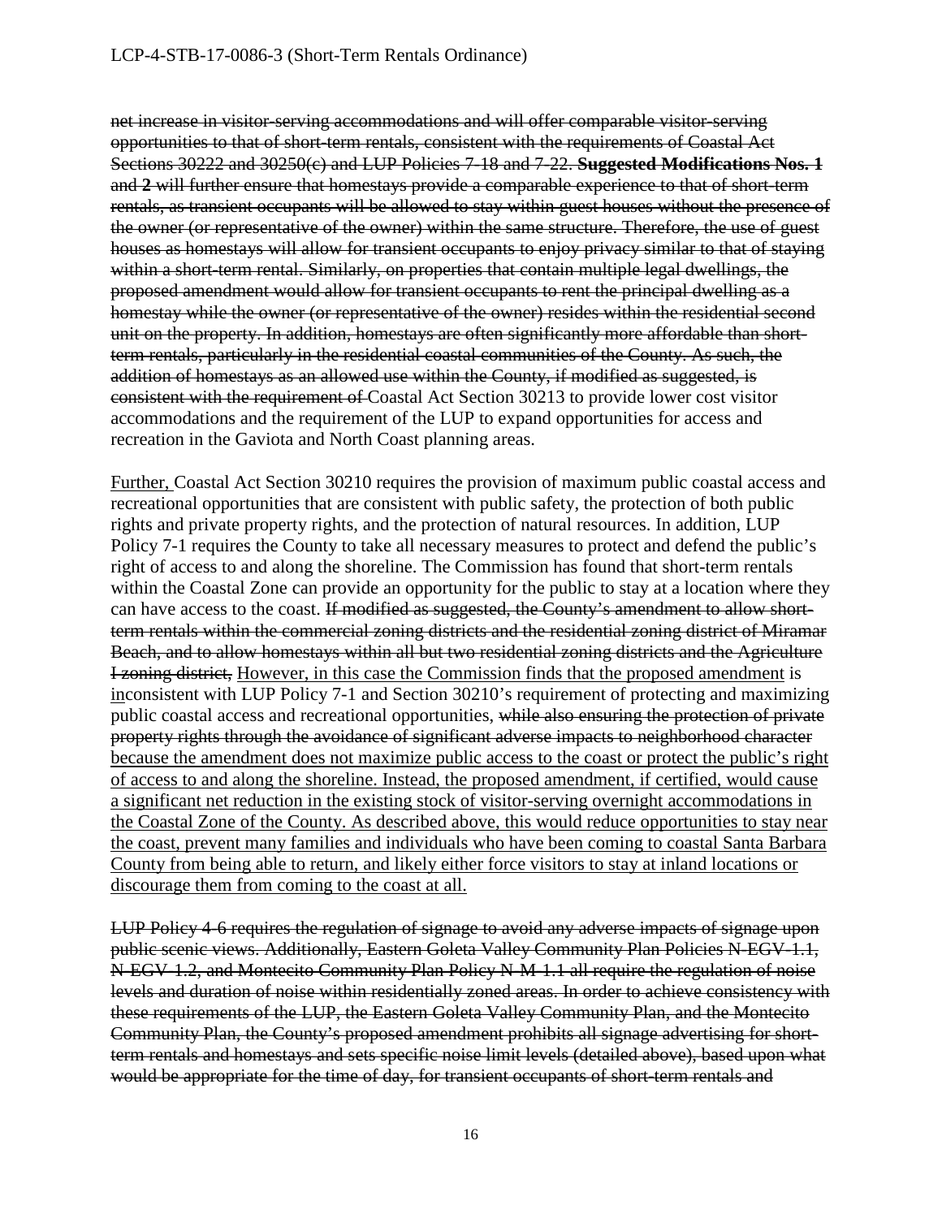~~net increase in visitor-serving accommodations and will offer comparable visitor-serving opportunities to that of short-term rentals, consistent with the requirements of Coastal Act Sections 30222 and 30250(c) and LUP Policies 7-18 and 7-22.~~ ~~**Suggested Modifications Nos. 1** and **2** will further ensure that homestays provide a comparable experience to that of short-term rentals, as transient occupants will be allowed to stay within guest houses without the presence of the owner (or representative of the owner) within the same structure. Therefore, the use of guest houses as homestays will allow for transient occupants to enjoy privacy similar to that of staying within a short-term rental. Similarly, on properties that contain multiple legal dwellings, the proposed amendment would allow for transient occupants to rent the principal dwelling as a homestay while the owner (or representative of the owner) resides within the residential second unit on the property. In addition, homestays are often significantly more affordable than short-term rentals, particularly in the residential coastal communities of the County. As such, the addition of homestays as an allowed use within the County, if modified as suggested, is consistent with the requirement of~~ Coastal Act Section 30213 to provide lower cost visitor accommodations and the requirement of the LUP to expand opportunities for access and recreation in the Gaviota and North Coast planning areas.

<u>Further,</u> Coastal Act Section 30210 requires the provision of maximum public coastal access and recreational opportunities that are consistent with public safety, the protection of both public rights and private property rights, and the protection of natural resources. In addition, LUP Policy 7-1 requires the County to take all necessary measures to protect and defend the public's right of access to and along the shoreline. The Commission has found that short-term rentals within the Coastal Zone can provide an opportunity for the public to stay at a location where they can have access to the coast. ~~If modified as suggested, the County's amendment to allow short-term rentals within the commercial zoning districts and the residential zoning district of Miramar Beach, and to allow homestays within all but two residential zoning districts and the Agriculture I zoning district,~~ <u>However, in this case the Commission finds that the proposed amendment</u> is <u>in</u>consistent with LUP Policy 7-1 and Section 30210's requirement of protecting and maximizing public coastal access and recreational opportunities, ~~while also ensuring the protection of private property rights through the avoidance of significant adverse impacts to neighborhood character~~ <u>because the amendment does not maximize public access to the coast or protect the public's right of access to and along the shoreline. Instead, the proposed amendment, if certified, would cause a significant net reduction in the existing stock of visitor-serving overnight accommodations in the Coastal Zone of the County. As described above, this would reduce opportunities to stay near the coast, prevent many families and individuals who have been coming to coastal Santa Barbara County from being able to return, and likely either force visitors to stay at inland locations or discourage them from coming to the coast at all.</u>

~~LUP Policy 4-6 requires the regulation of signage to avoid any adverse impacts of signage upon public scenic views. Additionally, Eastern Goleta Valley Community Plan Policies N-EGV-1.1, N-EGV-1.2, and Montecito Community Plan Policy N-M-1.1 all require the regulation of noise levels and duration of noise within residentially zoned areas. In order to achieve consistency with these requirements of the LUP, the Eastern Goleta Valley Community Plan, and the Montecito Community Plan, the County's proposed amendment prohibits all signage advertising for short-term rentals and homestays and sets specific noise limit levels (detailed above), based upon what would be appropriate for the time of day, for transient occupants of short-term rentals and~~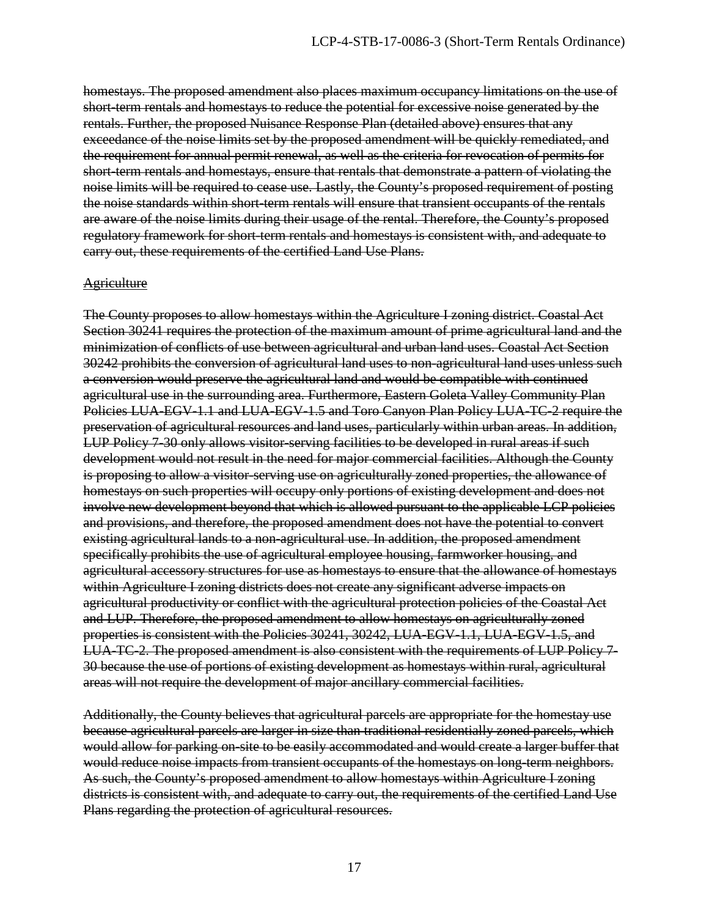~~homestays. The proposed amendment also places maximum occupancy limitations on the use of short-term rentals and homestays to reduce the potential for excessive noise generated by the rentals. Further, the proposed Nuisance Response Plan (detailed above) ensures that any exceedance of the noise limits set by the proposed amendment will be quickly remediated, and the requirement for annual permit renewal, as well as the criteria for revocation of permits for short-term rentals and homestays, ensure that rentals that demonstrate a pattern of violating the noise limits will be required to cease use. Lastly, the County's proposed requirement of posting the noise standards within short-term rentals will ensure that transient occupants of the rentals are aware of the noise limits during their usage of the rental. Therefore, the County's proposed regulatory framework for short-term rentals and homestays is consistent with, and adequate to carry out, these requirements of the certified Land Use Plans.~~

~~Agriculture~~

~~The County proposes to allow homestays within the Agriculture I zoning district. Coastal Act Section 30241 requires the protection of the maximum amount of prime agricultural land and the minimization of conflicts of use between agricultural and urban land uses. Coastal Act Section 30242 prohibits the conversion of agricultural land uses to non-agricultural land uses unless such a conversion would preserve the agricultural land and would be compatible with continued agricultural use in the surrounding area. Furthermore, Eastern Goleta Valley Community Plan Policies LUA-EGV-1.1 and LUA-EGV-1.5 and Toro Canyon Plan Policy LUA-TC-2 require the preservation of agricultural resources and land uses, particularly within urban areas. In addition, LUP Policy 7-30 only allows visitor-serving facilities to be developed in rural areas if such development would not result in the need for major commercial facilities. Although the County is proposing to allow a visitor-serving use on agriculturally zoned properties, the allowance of homestays on such properties will occupy only portions of existing development and does not involve new development beyond that which is allowed pursuant to the applicable LCP policies and provisions, and therefore, the proposed amendment does not have the potential to convert existing agricultural lands to a non-agricultural use. In addition, the proposed amendment specifically prohibits the use of agricultural employee housing, farmworker housing, and agricultural accessory structures for use as homestays to ensure that the allowance of homestays within Agriculture I zoning districts does not create any significant adverse impacts on agricultural productivity or conflict with the agricultural protection policies of the Coastal Act and LUP. Therefore, the proposed amendment to allow homestays on agriculturally zoned properties is consistent with the Policies 30241, 30242, LUA-EGV-1.1, LUA-EGV-1.5, and LUA-TC-2. The proposed amendment is also consistent with the requirements of LUP Policy 7-30 because the use of portions of existing development as homestays within rural, agricultural areas will not require the development of major ancillary commercial facilities.~~

~~Additionally, the County believes that agricultural parcels are appropriate for the homestay use because agricultural parcels are larger in size than traditional residentially zoned parcels, which would allow for parking on-site to be easily accommodated and would create a larger buffer that would reduce noise impacts from transient occupants of the homestays on long-term neighbors. As such, the County's proposed amendment to allow homestays within Agriculture I zoning districts is consistent with, and adequate to carry out, the requirements of the certified Land Use Plans regarding the protection of agricultural resources.~~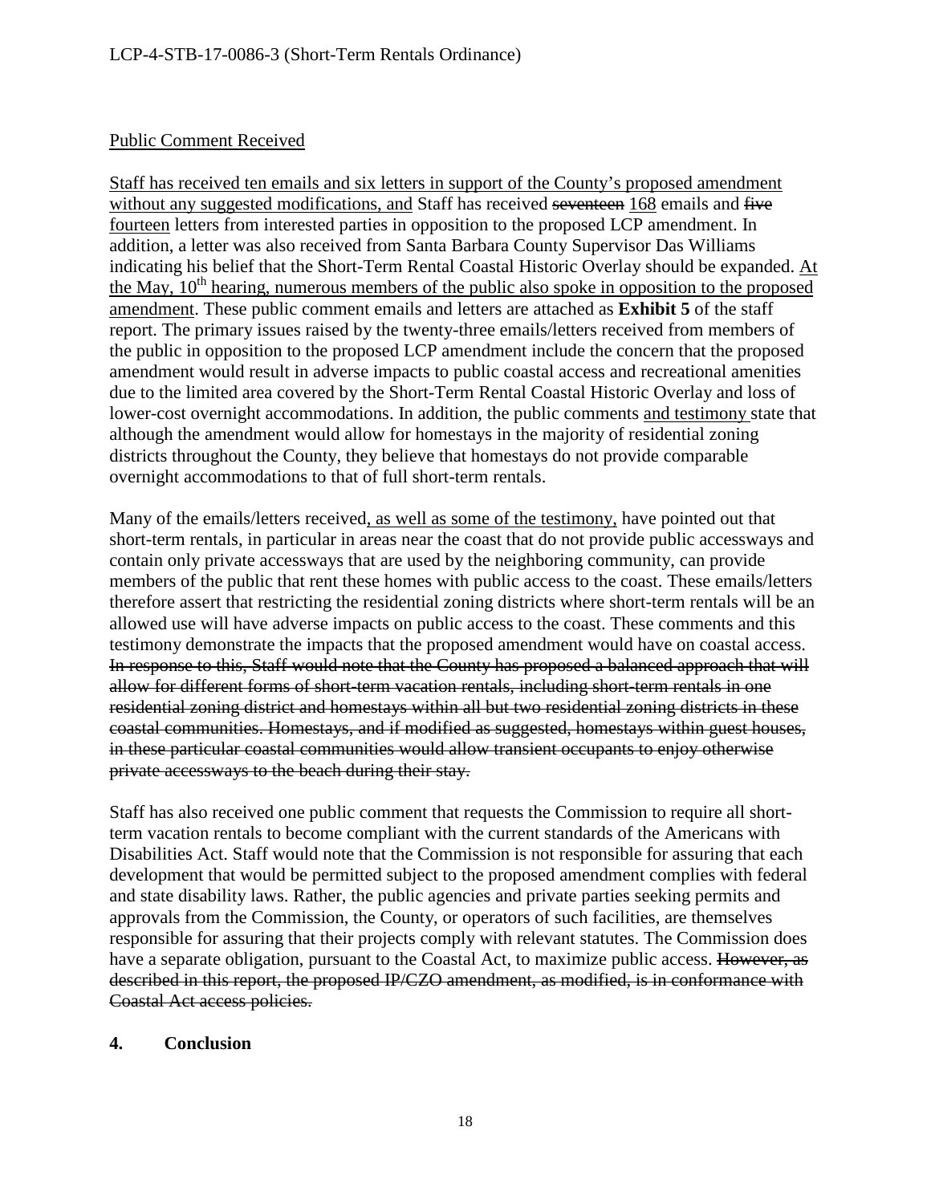<u>Public Comment Received</u>

<u>Staff has received ten emails and six letters in support of the County's proposed amendment without any suggested modifications, and</u> Staff has received ~~seventeen~~ <u>168</u> emails and ~~five~~ <u>fourteen</u> letters from interested parties in opposition to the proposed LCP amendment. In addition, a letter was also received from Santa Barbara County Supervisor Das Williams indicating his belief that the Short-Term Rental Coastal Historic Overlay should be expanded. <u>At the May, 10th hearing, numerous members of the public also spoke in opposition to the proposed amendment</u>. These public comment emails and letters are attached as **Exhibit 5** of the staff report. The primary issues raised by the twenty-three emails/letters received from members of the public in opposition to the proposed LCP amendment include the concern that the proposed amendment would result in adverse impacts to public coastal access and recreational amenities due to the limited area covered by the Short-Term Rental Coastal Historic Overlay and loss of lower-cost overnight accommodations. In addition, the public comments <u>and testimony</u> state that although the amendment would allow for homestays in the majority of residential zoning districts throughout the County, they believe that homestays do not provide comparable overnight accommodations to that of full short-term rentals.

Many of the emails/letters received<u>, as well as some of the testimony,</u> have pointed out that short-term rentals, in particular in areas near the coast that do not provide public accessways and contain only private accessways that are used by the neighboring community, can provide members of the public that rent these homes with public access to the coast. These emails/letters therefore assert that restricting the residential zoning districts where short-term rentals will be an allowed use will have adverse impacts on public access to the coast. These comments and this testimony demonstrate the impacts that the proposed amendment would have on coastal access. ~~In response to this, Staff would note that the County has proposed a balanced approach that will allow for different forms of short-term vacation rentals, including short-term rentals in one residential zoning district and homestays within all but two residential zoning districts in these coastal communities. Homestays, and if modified as suggested, homestays within guest houses, in these particular coastal communities would allow transient occupants to enjoy otherwise private accessways to the beach during their stay.~~

Staff has also received one public comment that requests the Commission to require all short-term vacation rentals to become compliant with the current standards of the Americans with Disabilities Act. Staff would note that the Commission is not responsible for assuring that each development that would be permitted subject to the proposed amendment complies with federal and state disability laws. Rather, the public agencies and private parties seeking permits and approvals from the Commission, the County, or operators of such facilities, are themselves responsible for assuring that their projects comply with relevant statutes. The Commission does have a separate obligation, pursuant to the Coastal Act, to maximize public access. ~~However, as described in this report, the proposed IP/CZO amendment, as modified, is in conformance with Coastal Act access policies.~~

### 4. Conclusion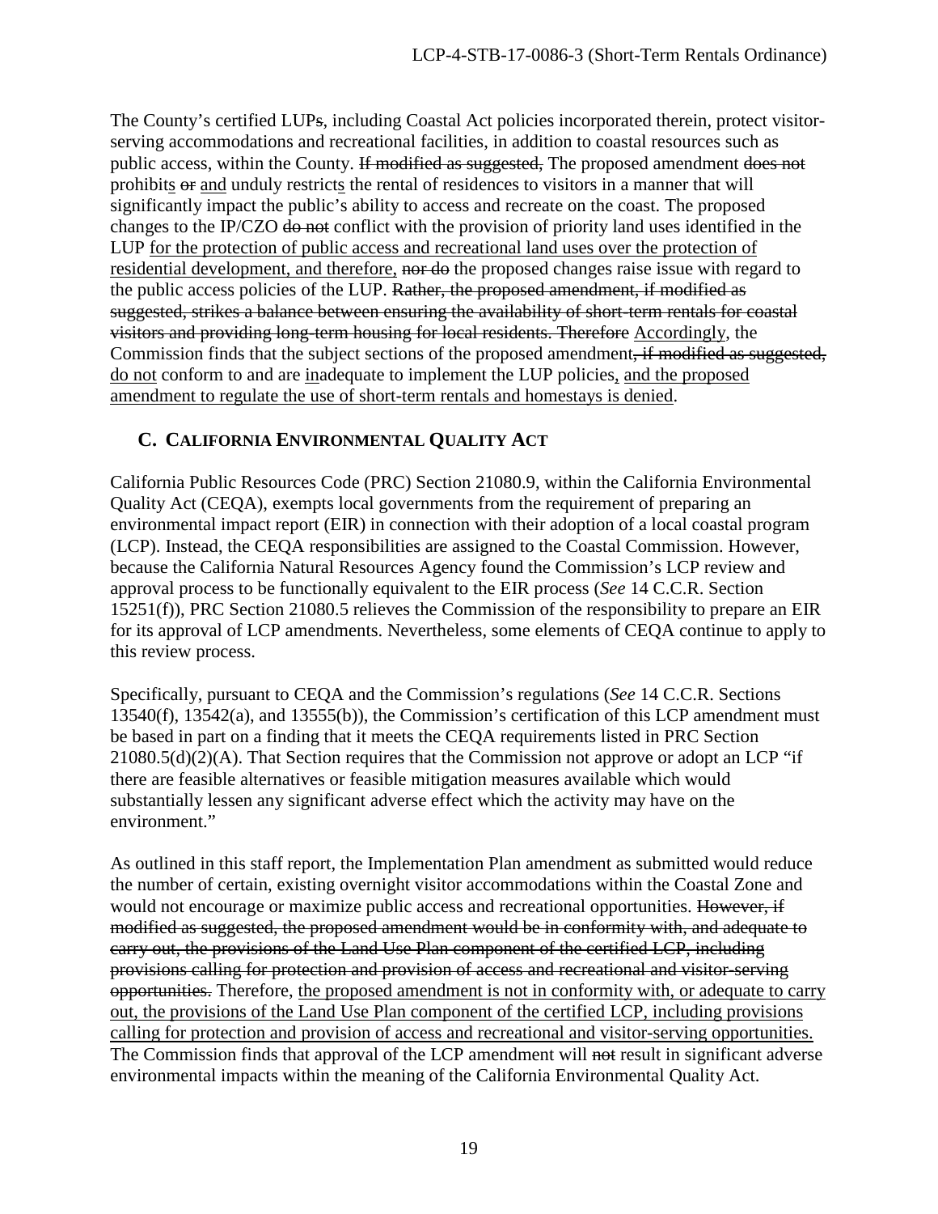The County's certified LUP~~s~~, including Coastal Act policies incorporated therein, protect visitor-serving accommodations and recreational facilities, in addition to coastal resources such as public access, within the County. ~~If modified as suggested,~~ The proposed amendment ~~does not~~ prohibit<u>s</u> ~~or~~ <u>and</u> unduly restrict<u>s</u> the rental of residences to visitors in a manner that will significantly impact the public's ability to access and recreate on the coast. The proposed changes to the IP/CZO ~~do not~~ conflict with the provision of priority land uses identified in the LUP <u>for the protection of public access and recreational land uses over the protection of residential development, and therefore,</u> ~~nor do~~ the proposed changes raise issue with regard to the public access policies of the LUP. ~~Rather, the proposed amendment, if modified as suggested, strikes a balance between ensuring the availability of short-term rentals for coastal visitors and providing long-term housing for local residents. Therefore~~ <u>Accordingly</u>, the Commission finds that the subject sections of the proposed amendment~~, if modified as suggested,~~ <u>do not</u> conform to and are <u>in</u>adequate to implement the LUP policies<u>, and the proposed amendment to regulate the use of short-term rentals and homestays is denied</u>.

## C. CALIFORNIA ENVIRONMENTAL QUALITY ACT

California Public Resources Code (PRC) Section 21080.9, within the California Environmental Quality Act (CEQA), exempts local governments from the requirement of preparing an environmental impact report (EIR) in connection with their adoption of a local coastal program (LCP). Instead, the CEQA responsibilities are assigned to the Coastal Commission. However, because the California Natural Resources Agency found the Commission's LCP review and approval process to be functionally equivalent to the EIR process (*See* 14 C.C.R. Section 15251(f)), PRC Section 21080.5 relieves the Commission of the responsibility to prepare an EIR for its approval of LCP amendments. Nevertheless, some elements of CEQA continue to apply to this review process.

Specifically, pursuant to CEQA and the Commission's regulations (*See* 14 C.C.R. Sections 13540(f), 13542(a), and 13555(b)), the Commission's certification of this LCP amendment must be based in part on a finding that it meets the CEQA requirements listed in PRC Section 21080.5(d)(2)(A). That Section requires that the Commission not approve or adopt an LCP "if there are feasible alternatives or feasible mitigation measures available which would substantially lessen any significant adverse effect which the activity may have on the environment."

As outlined in this staff report, the Implementation Plan amendment as submitted would reduce the number of certain, existing overnight visitor accommodations within the Coastal Zone and would not encourage or maximize public access and recreational opportunities. ~~However, if modified as suggested, the proposed amendment would be in conformity with, and adequate to carry out, the provisions of the Land Use Plan component of the certified LCP, including provisions calling for protection and provision of access and recreational and visitor-serving opportunities.~~ Therefore, <u>the proposed amendment is not in conformity with, or adequate to carry out, the provisions of the Land Use Plan component of the certified LCP, including provisions calling for protection and provision of access and recreational and visitor-serving opportunities.</u> The Commission finds that approval of the LCP amendment will ~~not~~ result in significant adverse environmental impacts within the meaning of the California Environmental Quality Act.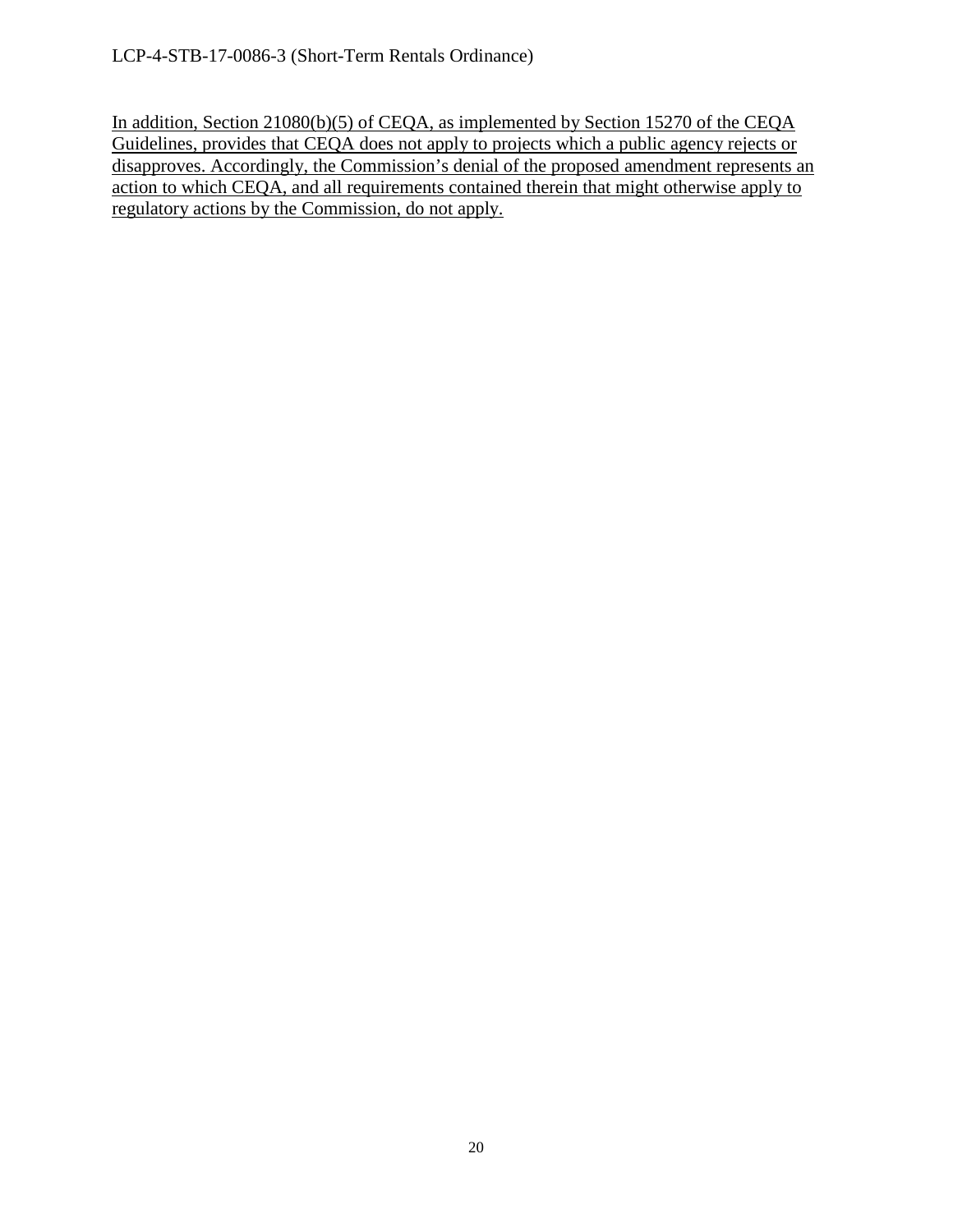<u>In addition, Section 21080(b)(5) of CEQA, as implemented by Section 15270 of the CEQA Guidelines, provides that CEQA does not apply to projects which a public agency rejects or disapproves. Accordingly, the Commission's denial of the proposed amendment represents an action to which CEQA, and all requirements contained therein that might otherwise apply to regulatory actions by the Commission, do not apply.</u>